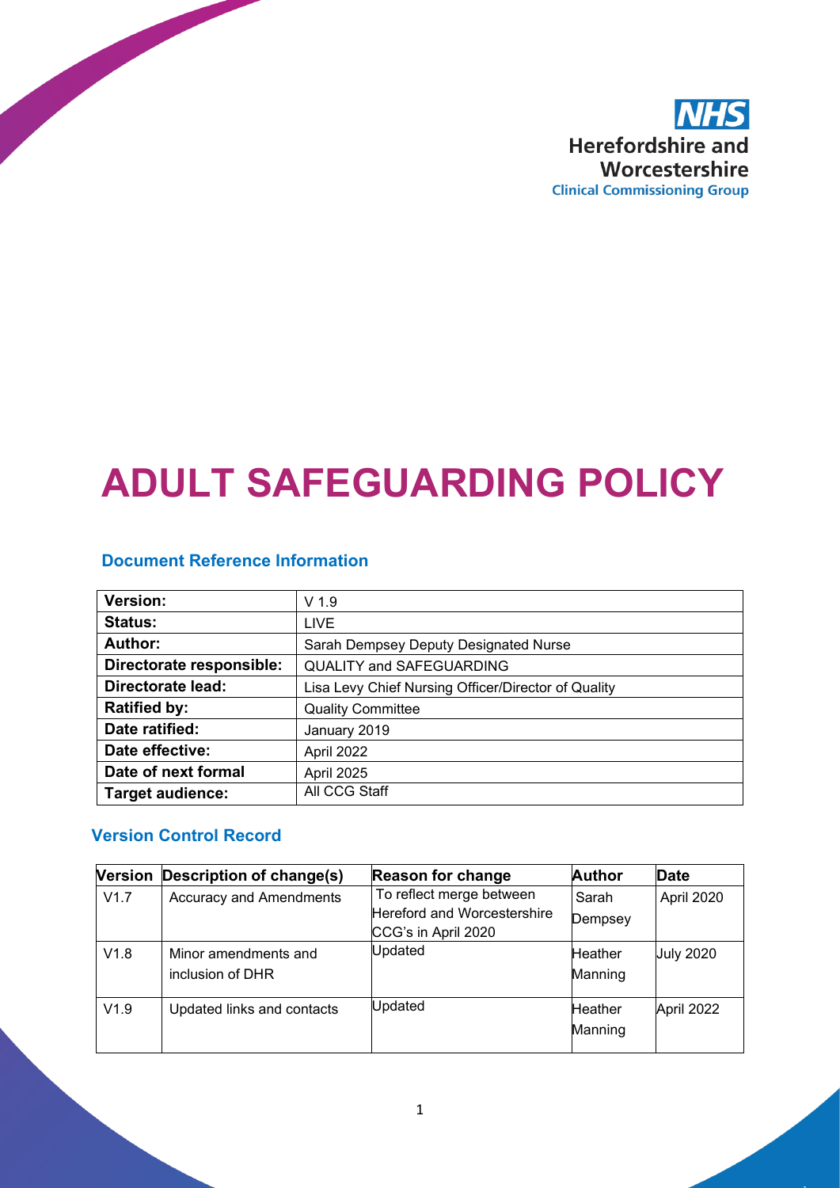NHS
Herefordshire and Worcestershire
Clinical Commissioning Group

# ADULT SAFEGUARDING POLICY

## Document Reference Information

| | |
|---|---|
| **Version:** | V 1.9 |
| **Status:** | LIVE |
| **Author:** | Sarah Dempsey Deputy Designated Nurse |
| **Directorate responsible:** | QUALITY and SAFEGUARDING |
| **Directorate lead:** | Lisa Levy Chief Nursing Officer/Director of Quality |
| **Ratified by:** | Quality Committee |
| **Date ratified:** | January 2019 |
| **Date effective:** | April 2022 |
| **Date of next formal** | April 2025 |
| **Target audience:** | All CCG Staff |

## Version Control Record

| Version | Description of change(s) | Reason for change | Author | Date |
|---|---|---|---|---|
| V1.7 | Accuracy and Amendments | To reflect merge between Hereford and Worcestershire CCG's in April 2020 | Sarah Dempsey | April 2020 |
| V1.8 | Minor amendments and inclusion of DHR | Updated | Heather Manning | July 2020 |
| V1.9 | Updated links and contacts | Updated | Heather Manning | April 2022 |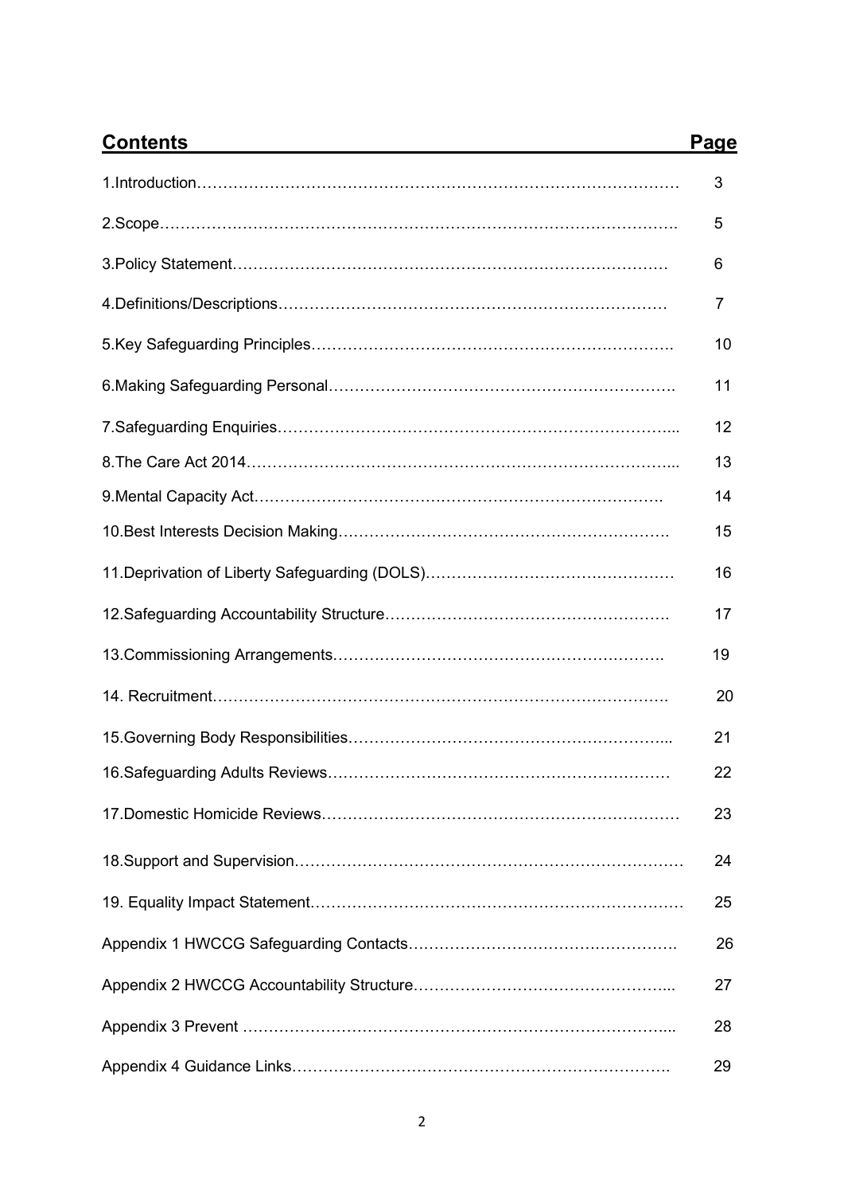## Contents

| Contents | Page |
| --- | --- |
| 1.Introduction | 3 |
| 2.Scope | 5 |
| 3.Policy Statement | 6 |
| 4.Definitions/Descriptions | 7 |
| 5.Key Safeguarding Principles | 10 |
| 6.Making Safeguarding Personal | 11 |
| 7.Safeguarding Enquiries | 12 |
| 8.The Care Act 2014 | 13 |
| 9.Mental Capacity Act | 14 |
| 10.Best Interests Decision Making | 15 |
| 11.Deprivation of Liberty Safeguarding (DOLS) | 16 |
| 12.Safeguarding Accountability Structure | 17 |
| 13.Commissioning Arrangements | 19 |
| 14. Recruitment | 20 |
| 15.Governing Body Responsibilities | 21 |
| 16.Safeguarding Adults Reviews | 22 |
| 17.Domestic Homicide Reviews | 23 |
| 18.Support and Supervision | 24 |
| 19. Equality Impact Statement | 25 |
| Appendix 1 HWCCG Safeguarding Contacts | 26 |
| Appendix 2 HWCCG Accountability Structure | 27 |
| Appendix 3 Prevent | 28 |
| Appendix 4 Guidance Links | 29 |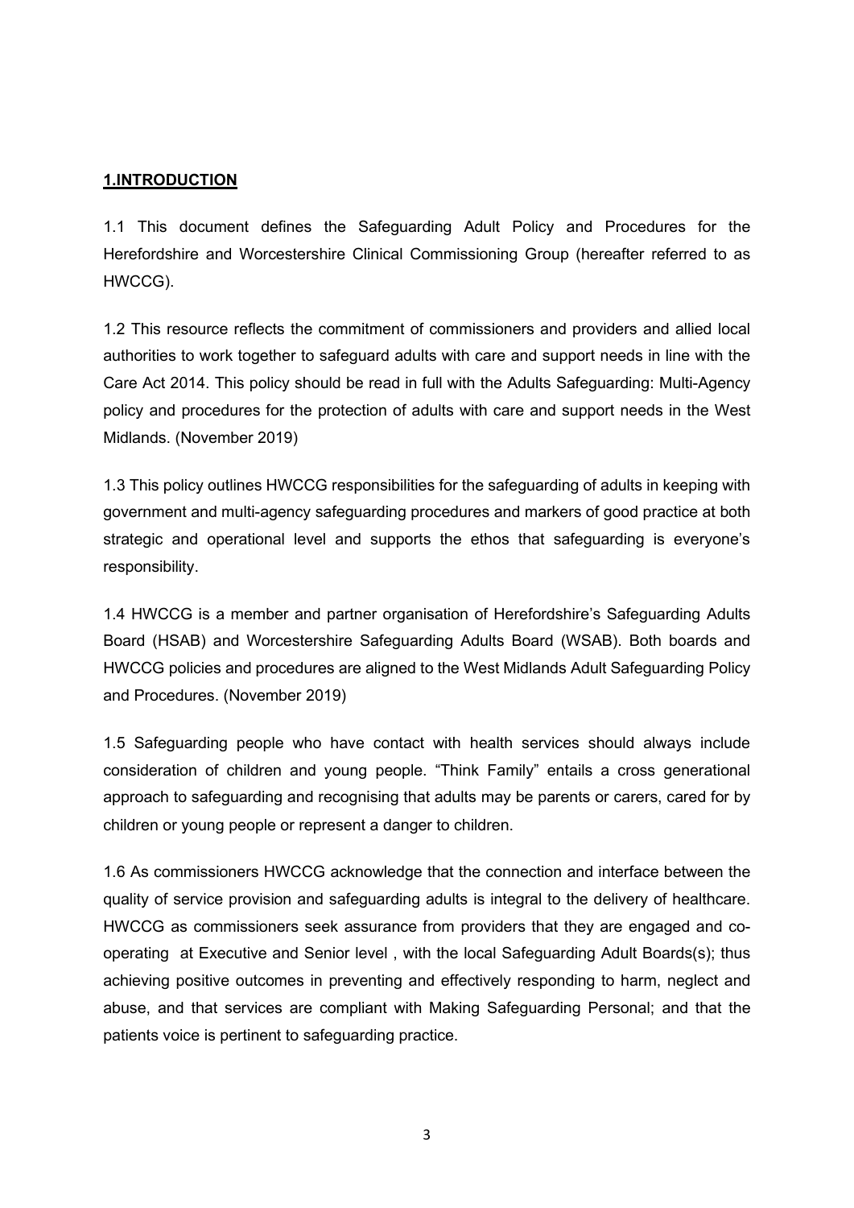## 1.INTRODUCTION

1.1 This document defines the Safeguarding Adult Policy and Procedures for the Herefordshire and Worcestershire Clinical Commissioning Group (hereafter referred to as HWCCG).

1.2 This resource reflects the commitment of commissioners and providers and allied local authorities to work together to safeguard adults with care and support needs in line with the Care Act 2014. This policy should be read in full with the Adults Safeguarding: Multi-Agency policy and procedures for the protection of adults with care and support needs in the West Midlands. (November 2019)

1.3 This policy outlines HWCCG responsibilities for the safeguarding of adults in keeping with government and multi-agency safeguarding procedures and markers of good practice at both strategic and operational level and supports the ethos that safeguarding is everyone's responsibility.

1.4 HWCCG is a member and partner organisation of Herefordshire's Safeguarding Adults Board (HSAB) and Worcestershire Safeguarding Adults Board (WSAB). Both boards and HWCCG policies and procedures are aligned to the West Midlands Adult Safeguarding Policy and Procedures. (November 2019)

1.5 Safeguarding people who have contact with health services should always include consideration of children and young people. "Think Family" entails a cross generational approach to safeguarding and recognising that adults may be parents or carers, cared for by children or young people or represent a danger to children.

1.6 As commissioners HWCCG acknowledge that the connection and interface between the quality of service provision and safeguarding adults is integral to the delivery of healthcare. HWCCG as commissioners seek assurance from providers that they are engaged and co-operating at Executive and Senior level , with the local Safeguarding Adult Boards(s); thus achieving positive outcomes in preventing and effectively responding to harm, neglect and abuse, and that services are compliant with Making Safeguarding Personal; and that the patients voice is pertinent to safeguarding practice.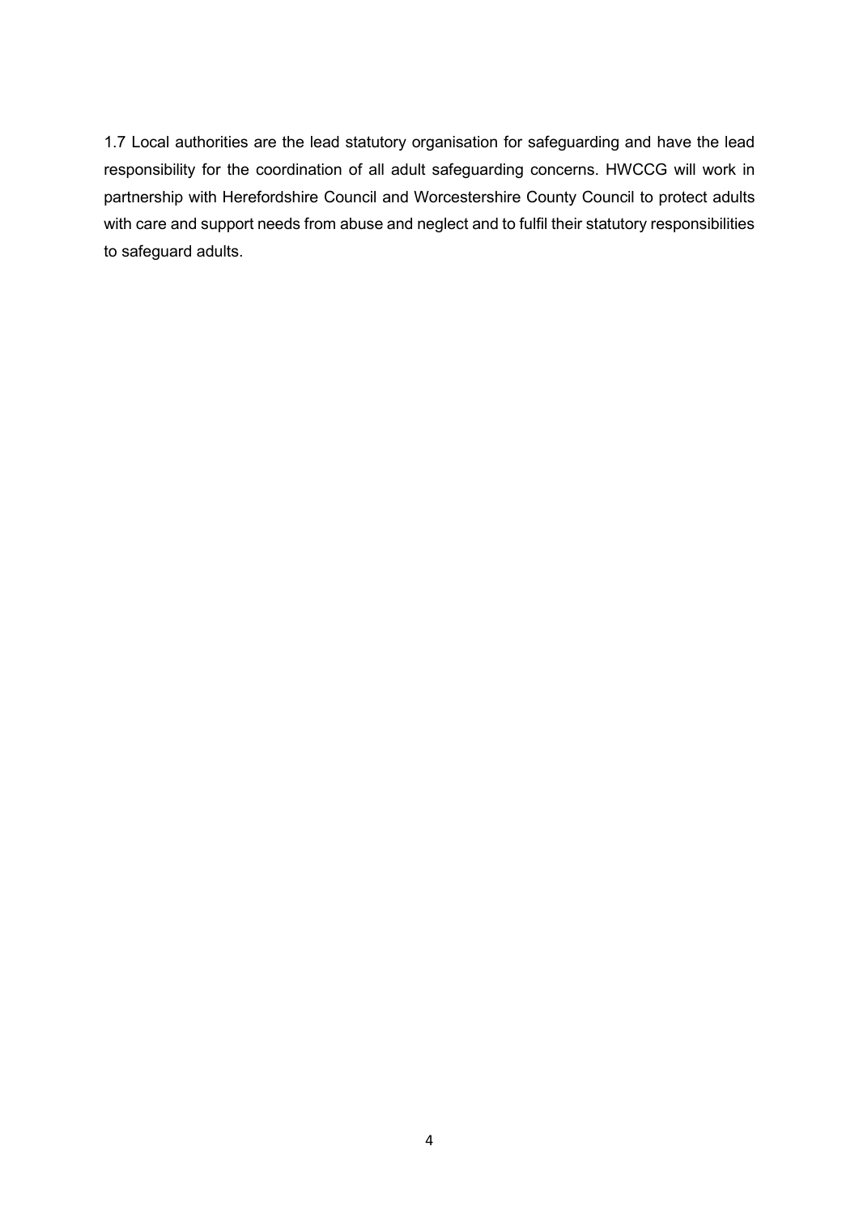1.7 Local authorities are the lead statutory organisation for safeguarding and have the lead responsibility for the coordination of all adult safeguarding concerns. HWCCG will work in partnership with Herefordshire Council and Worcestershire County Council to protect adults with care and support needs from abuse and neglect and to fulfil their statutory responsibilities to safeguard adults.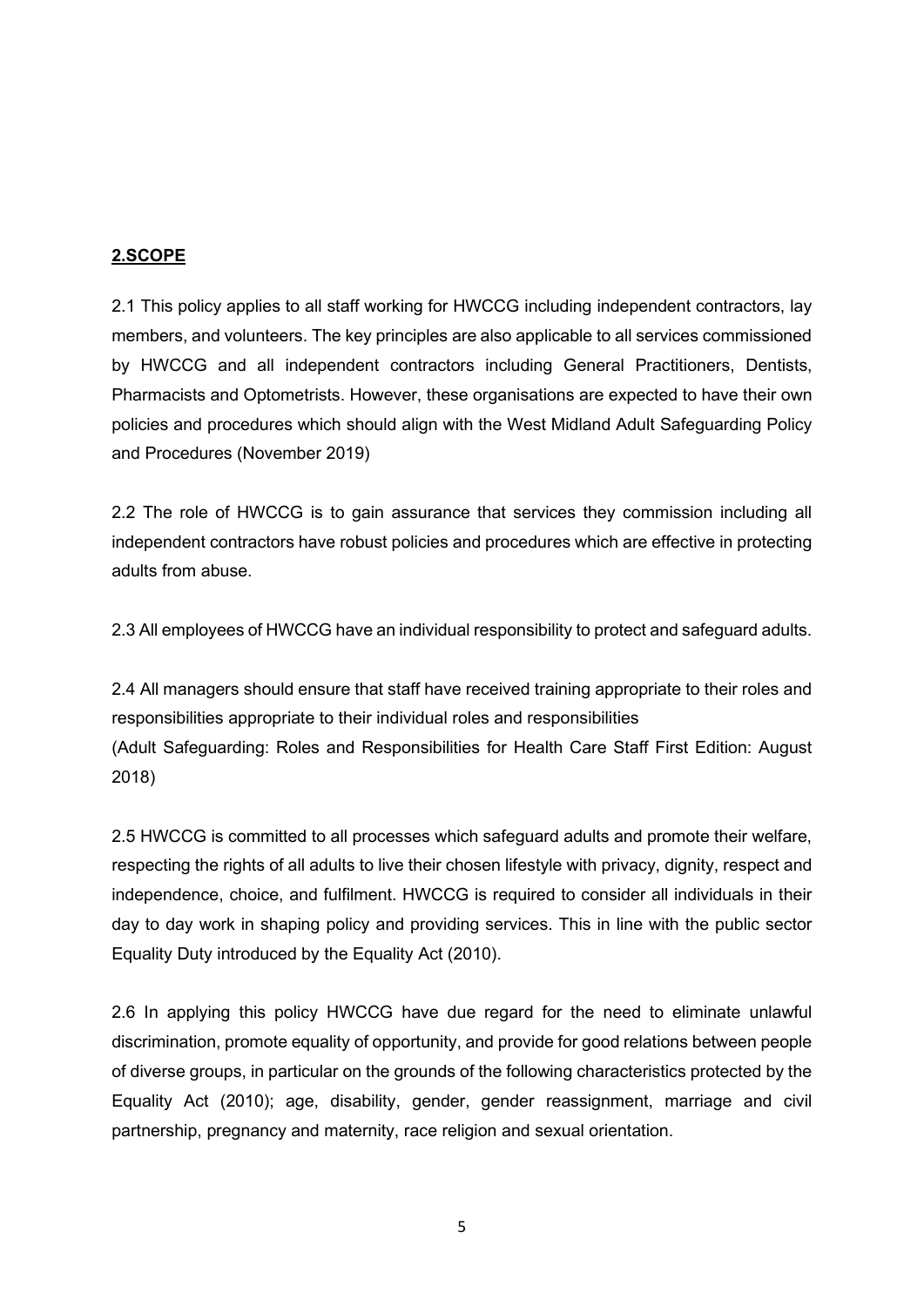## 2.SCOPE

2.1 This policy applies to all staff working for HWCCG including independent contractors, lay members, and volunteers. The key principles are also applicable to all services commissioned by HWCCG and all independent contractors including General Practitioners, Dentists, Pharmacists and Optometrists. However, these organisations are expected to have their own policies and procedures which should align with the West Midland Adult Safeguarding Policy and Procedures (November 2019)

2.2 The role of HWCCG is to gain assurance that services they commission including all independent contractors have robust policies and procedures which are effective in protecting adults from abuse.

2.3 All employees of HWCCG have an individual responsibility to protect and safeguard adults.

2.4 All managers should ensure that staff have received training appropriate to their roles and responsibilities appropriate to their individual roles and responsibilities
(Adult Safeguarding: Roles and Responsibilities for Health Care Staff First Edition: August 2018)

2.5 HWCCG is committed to all processes which safeguard adults and promote their welfare, respecting the rights of all adults to live their chosen lifestyle with privacy, dignity, respect and independence, choice, and fulfilment. HWCCG is required to consider all individuals in their day to day work in shaping policy and providing services. This in line with the public sector Equality Duty introduced by the Equality Act (2010).

2.6 In applying this policy HWCCG have due regard for the need to eliminate unlawful discrimination, promote equality of opportunity, and provide for good relations between people of diverse groups, in particular on the grounds of the following characteristics protected by the Equality Act (2010); age, disability, gender, gender reassignment, marriage and civil partnership, pregnancy and maternity, race religion and sexual orientation.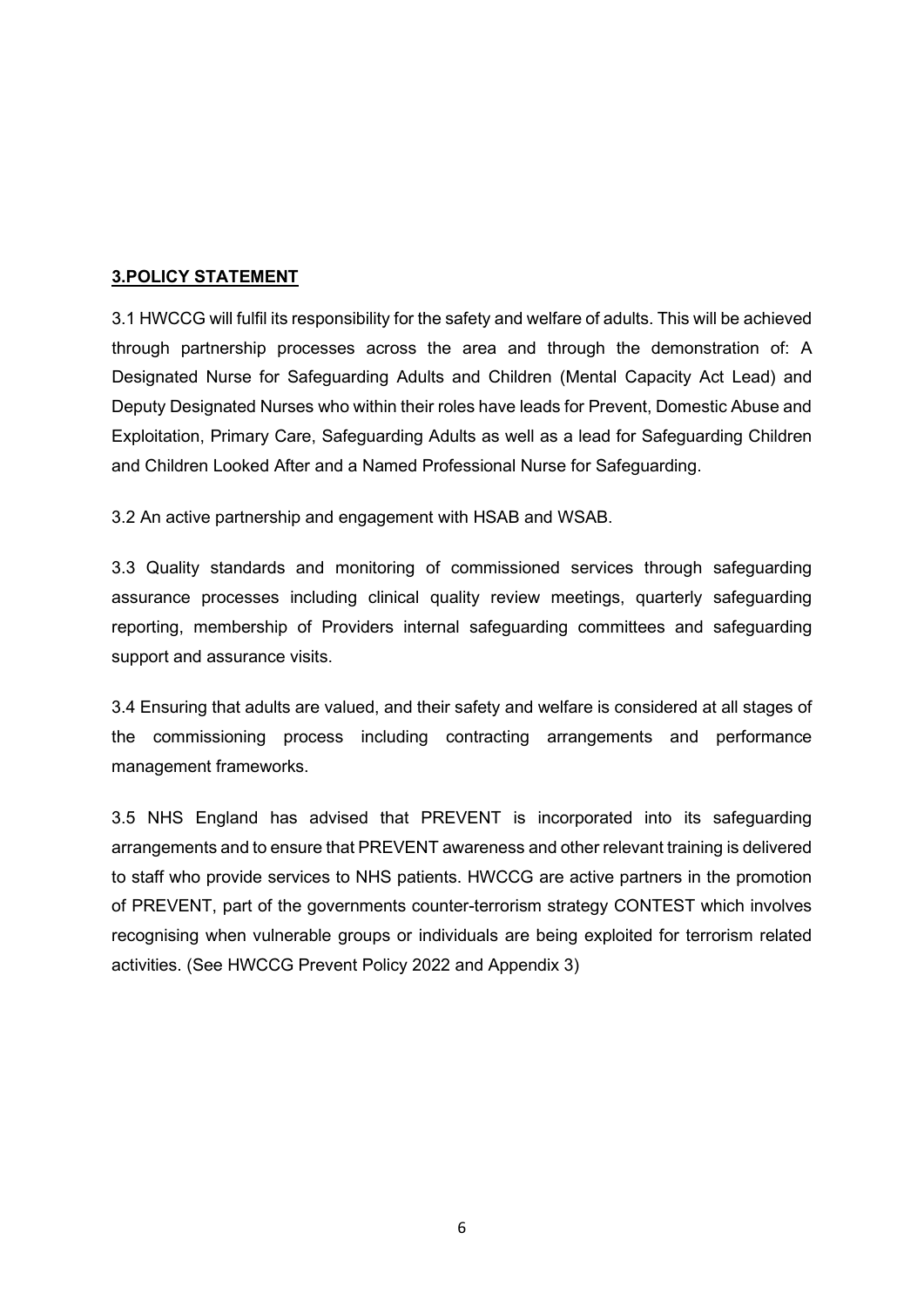## **3.POLICY STATEMENT**

3.1 HWCCG will fulfil its responsibility for the safety and welfare of adults. This will be achieved through partnership processes across the area and through the demonstration of: A Designated Nurse for Safeguarding Adults and Children (Mental Capacity Act Lead) and Deputy Designated Nurses who within their roles have leads for Prevent, Domestic Abuse and Exploitation, Primary Care, Safeguarding Adults as well as a lead for Safeguarding Children and Children Looked After and a Named Professional Nurse for Safeguarding.

3.2 An active partnership and engagement with HSAB and WSAB.

3.3 Quality standards and monitoring of commissioned services through safeguarding assurance processes including clinical quality review meetings, quarterly safeguarding reporting, membership of Providers internal safeguarding committees and safeguarding support and assurance visits.

3.4 Ensuring that adults are valued, and their safety and welfare is considered at all stages of the commissioning process including contracting arrangements and performance management frameworks.

3.5 NHS England has advised that PREVENT is incorporated into its safeguarding arrangements and to ensure that PREVENT awareness and other relevant training is delivered to staff who provide services to NHS patients. HWCCG are active partners in the promotion of PREVENT, part of the governments counter-terrorism strategy CONTEST which involves recognising when vulnerable groups or individuals are being exploited for terrorism related activities. (See HWCCG Prevent Policy 2022 and Appendix 3)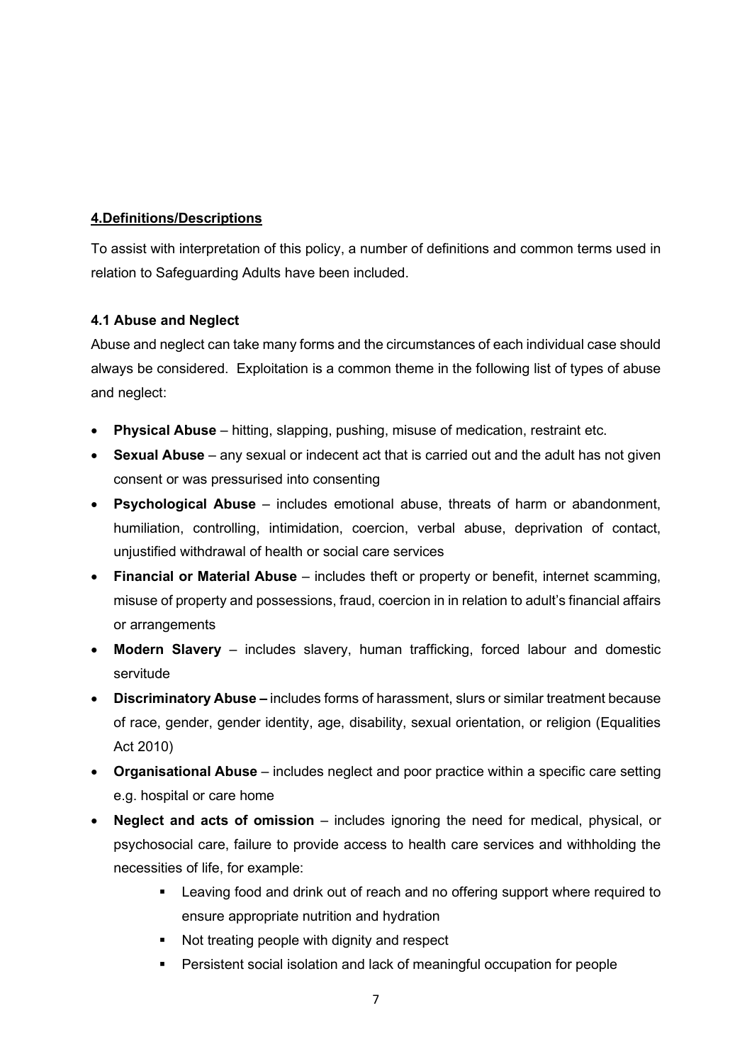## 4.Definitions/Descriptions

To assist with interpretation of this policy, a number of definitions and common terms used in relation to Safeguarding Adults have been included.

### 4.1 Abuse and Neglect

Abuse and neglect can take many forms and the circumstances of each individual case should always be considered. Exploitation is a common theme in the following list of types of abuse and neglect:

- **Physical Abuse** – hitting, slapping, pushing, misuse of medication, restraint etc.
- **Sexual Abuse** – any sexual or indecent act that is carried out and the adult has not given consent or was pressurised into consenting
- **Psychological Abuse** – includes emotional abuse, threats of harm or abandonment, humiliation, controlling, intimidation, coercion, verbal abuse, deprivation of contact, unjustified withdrawal of health or social care services
- **Financial or Material Abuse** – includes theft or property or benefit, internet scamming, misuse of property and possessions, fraud, coercion in in relation to adult's financial affairs or arrangements
- **Modern Slavery** – includes slavery, human trafficking, forced labour and domestic servitude
- **Discriminatory Abuse –** includes forms of harassment, slurs or similar treatment because of race, gender, gender identity, age, disability, sexual orientation, or religion (Equalities Act 2010)
- **Organisational Abuse** – includes neglect and poor practice within a specific care setting e.g. hospital or care home
- **Neglect and acts of omission** – includes ignoring the need for medical, physical, or psychosocial care, failure to provide access to health care services and withholding the necessities of life, for example:
    - Leaving food and drink out of reach and no offering support where required to ensure appropriate nutrition and hydration
    - Not treating people with dignity and respect
    - Persistent social isolation and lack of meaningful occupation for people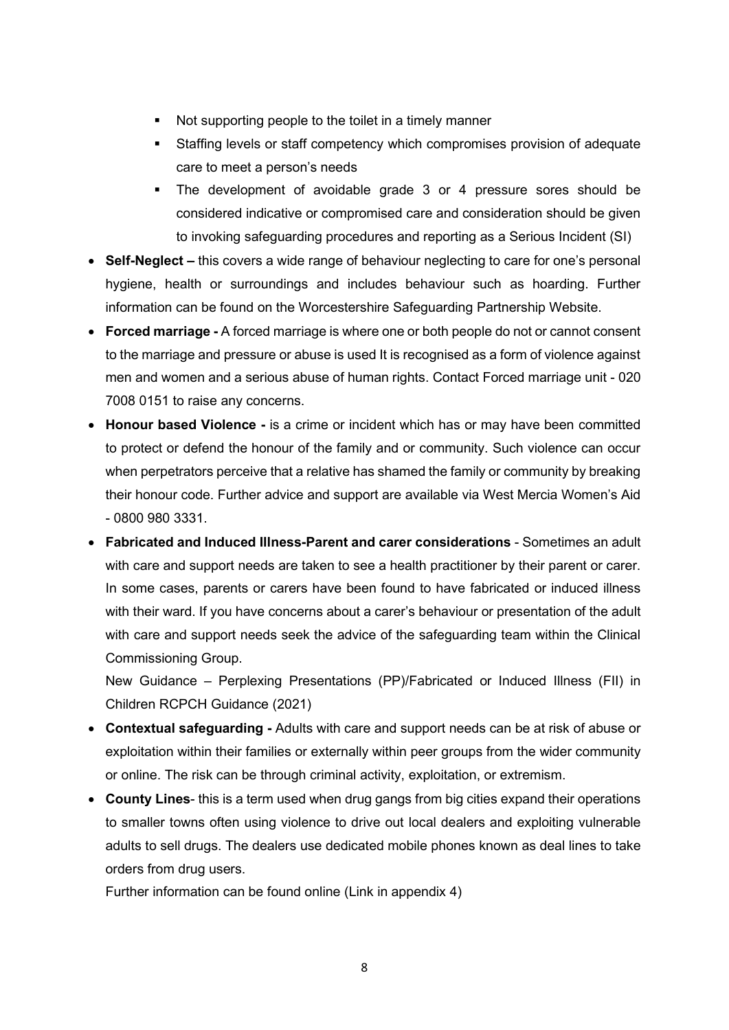- Not supporting people to the toilet in a timely manner
    - Staffing levels or staff competency which compromises provision of adequate care to meet a person's needs
    - The development of avoidable grade 3 or 4 pressure sores should be considered indicative or compromised care and consideration should be given to invoking safeguarding procedures and reporting as a Serious Incident (SI)

- **Self-Neglect –** this covers a wide range of behaviour neglecting to care for one's personal hygiene, health or surroundings and includes behaviour such as hoarding. Further information can be found on the Worcestershire Safeguarding Partnership Website.
- **Forced marriage -** A forced marriage is where one or both people do not or cannot consent to the marriage and pressure or abuse is used It is recognised as a form of violence against men and women and a serious abuse of human rights. Contact Forced marriage unit - 020 7008 0151 to raise any concerns.
- **Honour based Violence -** is a crime or incident which has or may have been committed to protect or defend the honour of the family and or community. Such violence can occur when perpetrators perceive that a relative has shamed the family or community by breaking their honour code. Further advice and support are available via West Mercia Women's Aid - 0800 980 3331.
- **Fabricated and Induced Illness-Parent and carer considerations** - Sometimes an adult with care and support needs are taken to see a health practitioner by their parent or carer. In some cases, parents or carers have been found to have fabricated or induced illness with their ward. If you have concerns about a carer's behaviour or presentation of the adult with care and support needs seek the advice of the safeguarding team within the Clinical Commissioning Group.

  New Guidance – Perplexing Presentations (PP)/Fabricated or Induced Illness (FII) in Children RCPCH Guidance (2021)
- **Contextual safeguarding -** Adults with care and support needs can be at risk of abuse or exploitation within their families or externally within peer groups from the wider community or online. The risk can be through criminal activity, exploitation, or extremism.
- **County Lines**- this is a term used when drug gangs from big cities expand their operations to smaller towns often using violence to drive out local dealers and exploiting vulnerable adults to sell drugs. The dealers use dedicated mobile phones known as deal lines to take orders from drug users.

  Further information can be found online (Link in appendix 4)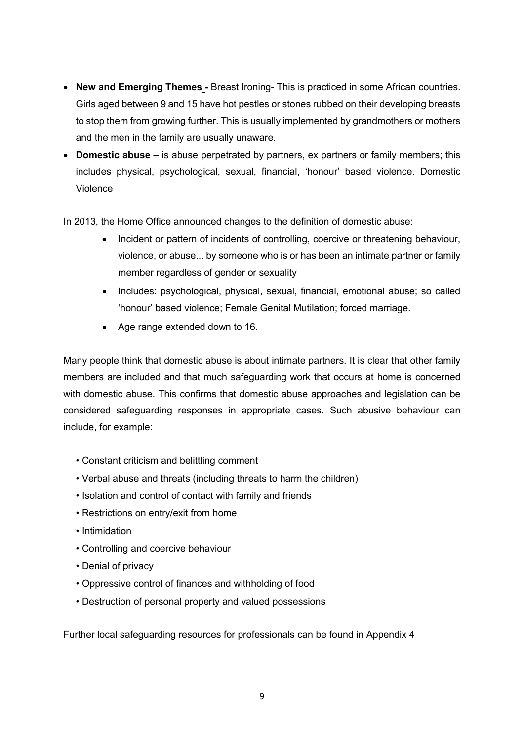- **New and Emerging Themes -** Breast Ironing- This is practiced in some African countries. Girls aged between 9 and 15 have hot pestles or stones rubbed on their developing breasts to stop them from growing further. This is usually implemented by grandmothers or mothers and the men in the family are usually unaware.
- **Domestic abuse –** is abuse perpetrated by partners, ex partners or family members; this includes physical, psychological, sexual, financial, 'honour' based violence. Domestic Violence

In 2013, the Home Office announced changes to the definition of domestic abuse:

- Incident or pattern of incidents of controlling, coercive or threatening behaviour, violence, or abuse... by someone who is or has been an intimate partner or family member regardless of gender or sexuality
- Includes: psychological, physical, sexual, financial, emotional abuse; so called 'honour' based violence; Female Genital Mutilation; forced marriage.
- Age range extended down to 16.

Many people think that domestic abuse is about intimate partners. It is clear that other family members are included and that much safeguarding work that occurs at home is concerned with domestic abuse. This confirms that domestic abuse approaches and legislation can be considered safeguarding responses in appropriate cases. Such abusive behaviour can include, for example:

- Constant criticism and belittling comment
- Verbal abuse and threats (including threats to harm the children)
- Isolation and control of contact with family and friends
- Restrictions on entry/exit from home
- Intimidation
- Controlling and coercive behaviour
- Denial of privacy
- Oppressive control of finances and withholding of food
- Destruction of personal property and valued possessions

Further local safeguarding resources for professionals can be found in Appendix 4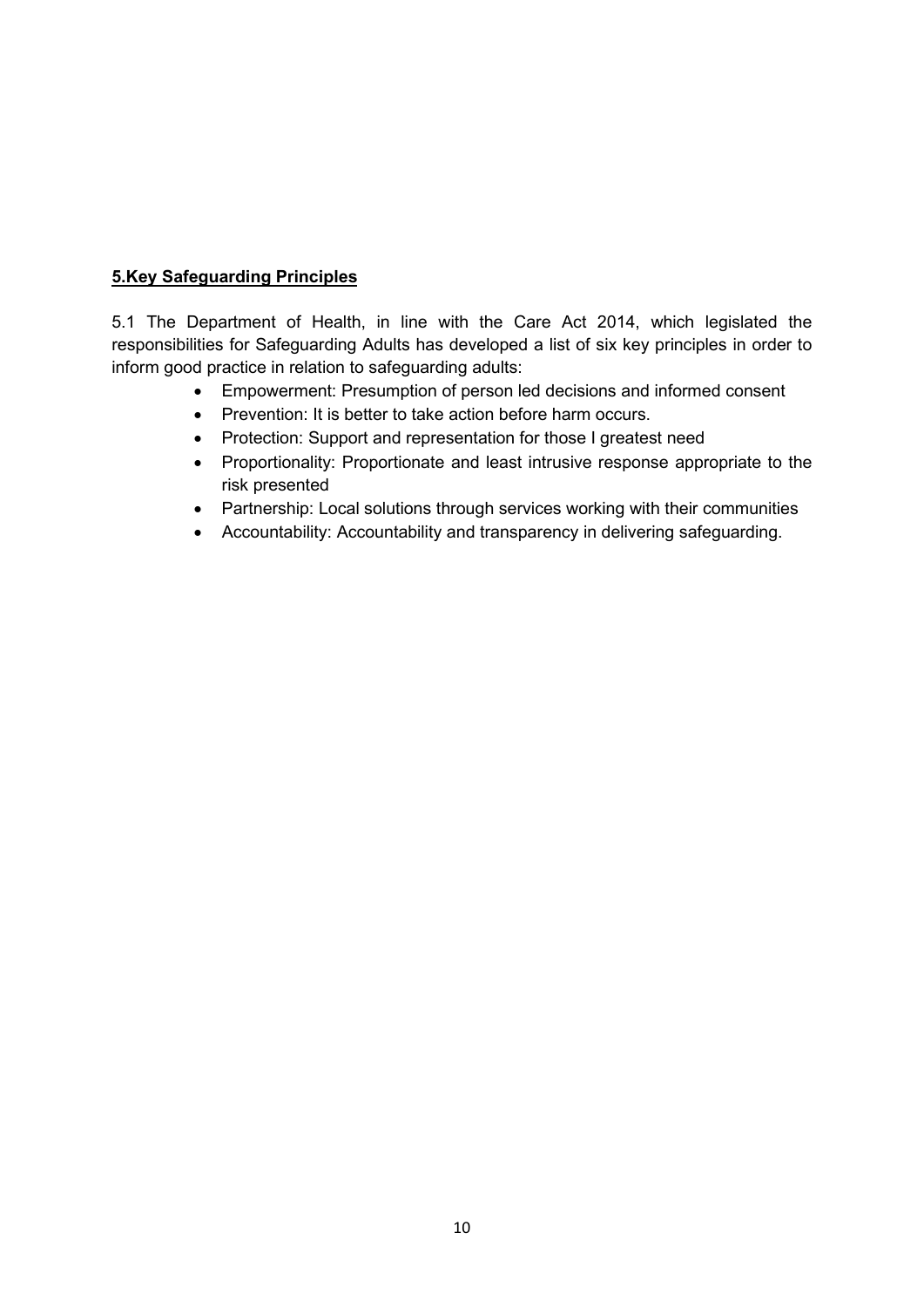## **5.Key Safeguarding Principles**

5.1 The Department of Health, in line with the Care Act 2014, which legislated the responsibilities for Safeguarding Adults has developed a list of six key principles in order to inform good practice in relation to safeguarding adults:

- Empowerment: Presumption of person led decisions and informed consent
- Prevention: It is better to take action before harm occurs.
- Protection: Support and representation for those I greatest need
- Proportionality: Proportionate and least intrusive response appropriate to the risk presented
- Partnership: Local solutions through services working with their communities
- Accountability: Accountability and transparency in delivering safeguarding.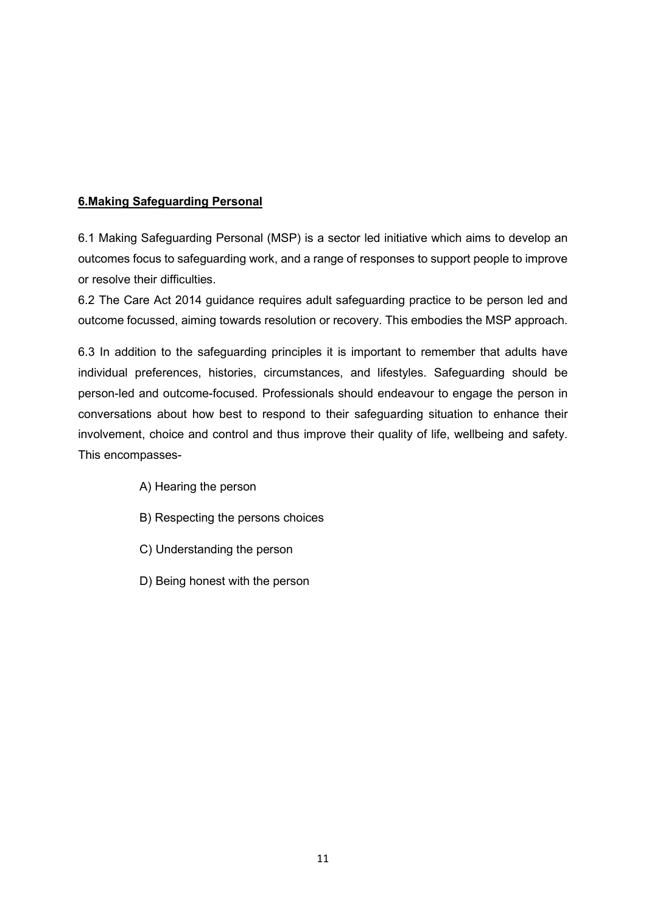## 6.Making Safeguarding Personal

6.1 Making Safeguarding Personal (MSP) is a sector led initiative which aims to develop an outcomes focus to safeguarding work, and a range of responses to support people to improve or resolve their difficulties.

6.2 The Care Act 2014 guidance requires adult safeguarding practice to be person led and outcome focussed, aiming towards resolution or recovery. This embodies the MSP approach.

6.3 In addition to the safeguarding principles it is important to remember that adults have individual preferences, histories, circumstances, and lifestyles. Safeguarding should be person-led and outcome-focused. Professionals should endeavour to engage the person in conversations about how best to respond to their safeguarding situation to enhance their involvement, choice and control and thus improve their quality of life, wellbeing and safety. This encompasses-

- A) Hearing the person
- B) Respecting the persons choices
- C) Understanding the person
- D) Being honest with the person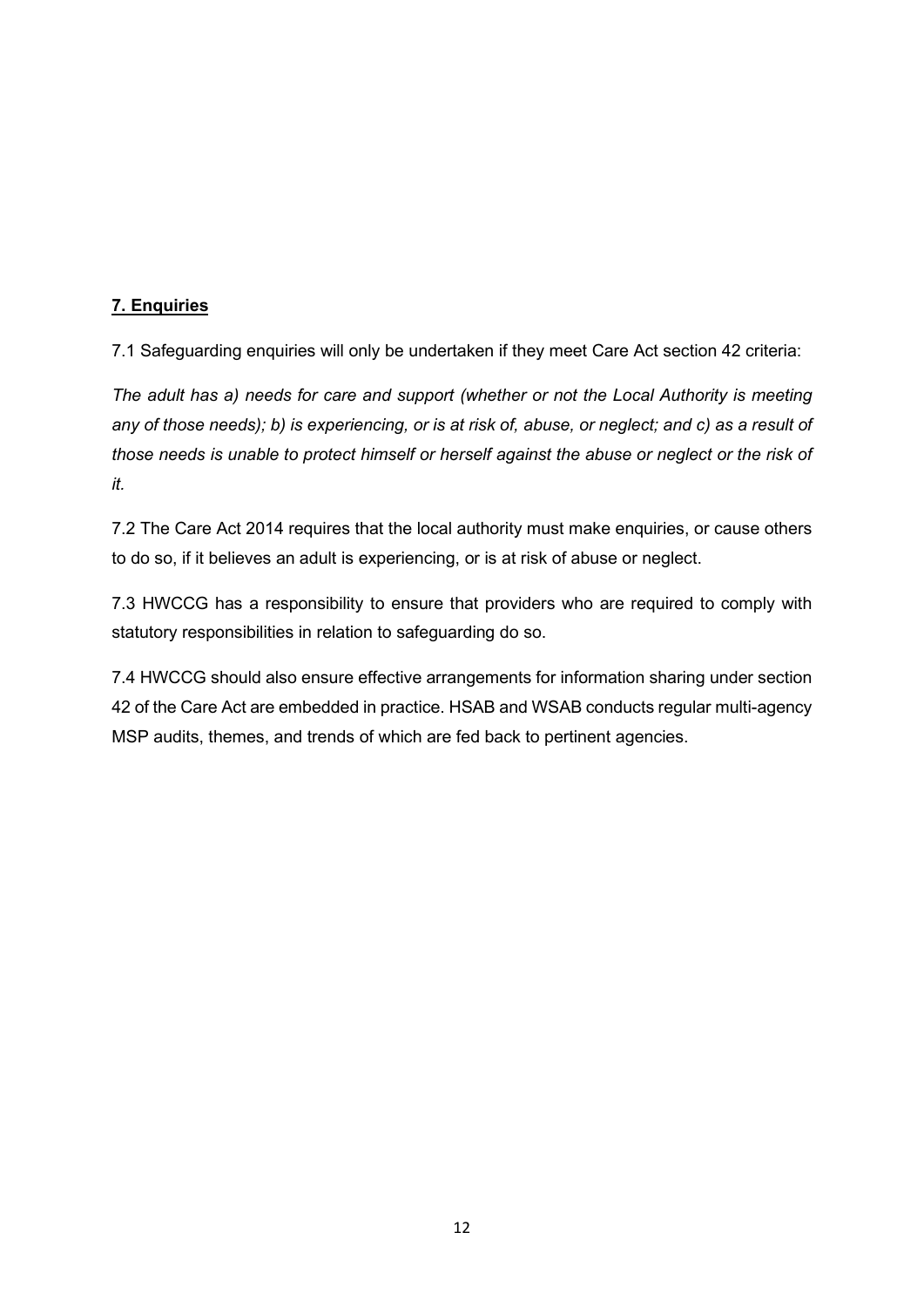## 7. Enquiries

7.1 Safeguarding enquiries will only be undertaken if they meet Care Act section 42 criteria:

*The adult has a) needs for care and support (whether or not the Local Authority is meeting any of those needs); b) is experiencing, or is at risk of, abuse, or neglect; and c) as a result of those needs is unable to protect himself or herself against the abuse or neglect or the risk of it.*

7.2 The Care Act 2014 requires that the local authority must make enquiries, or cause others to do so, if it believes an adult is experiencing, or is at risk of abuse or neglect.

7.3 HWCCG has a responsibility to ensure that providers who are required to comply with statutory responsibilities in relation to safeguarding do so.

7.4 HWCCG should also ensure effective arrangements for information sharing under section 42 of the Care Act are embedded in practice. HSAB and WSAB conducts regular multi-agency MSP audits, themes, and trends of which are fed back to pertinent agencies.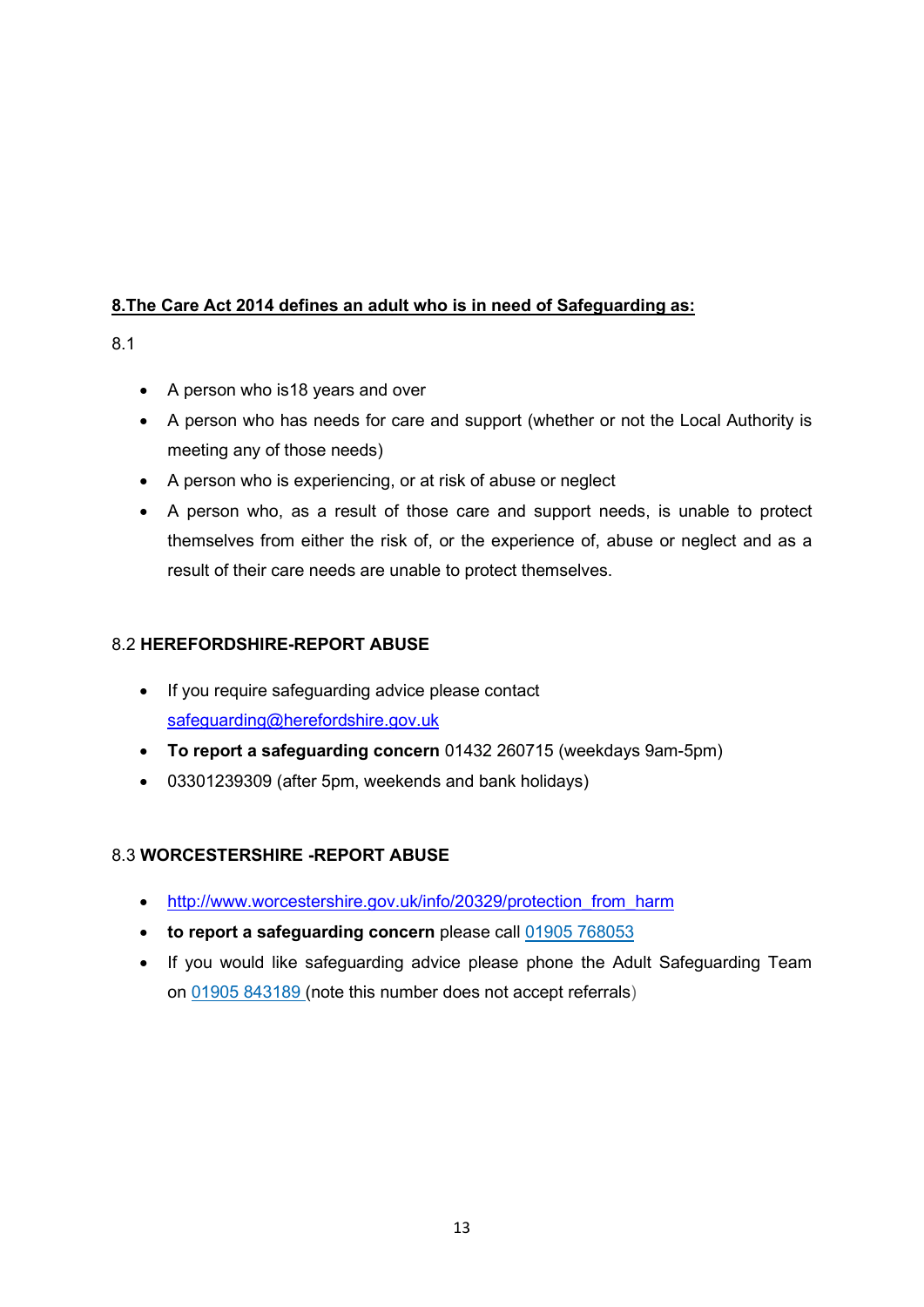## 8.The Care Act 2014 defines an adult who is in need of Safeguarding as:

8.1

- A person who is18 years and over
- A person who has needs for care and support (whether or not the Local Authority is meeting any of those needs)
- A person who is experiencing, or at risk of abuse or neglect
- A person who, as a result of those care and support needs, is unable to protect themselves from either the risk of, or the experience of, abuse or neglect and as a result of their care needs are unable to protect themselves.

8.2 **HEREFORDSHIRE-REPORT ABUSE**

- If you require safeguarding advice please contact safeguarding@herefordshire.gov.uk
- **To report a safeguarding concern** 01432 260715 (weekdays 9am-5pm)
- 03301239309 (after 5pm, weekends and bank holidays)

8.3 **WORCESTERSHIRE -REPORT ABUSE**

- http://www.worcestershire.gov.uk/info/20329/protection_from_harm
- **to report a safeguarding concern** please call 01905 768053
- If you would like safeguarding advice please phone the Adult Safeguarding Team on 01905 843189 (note this number does not accept referrals)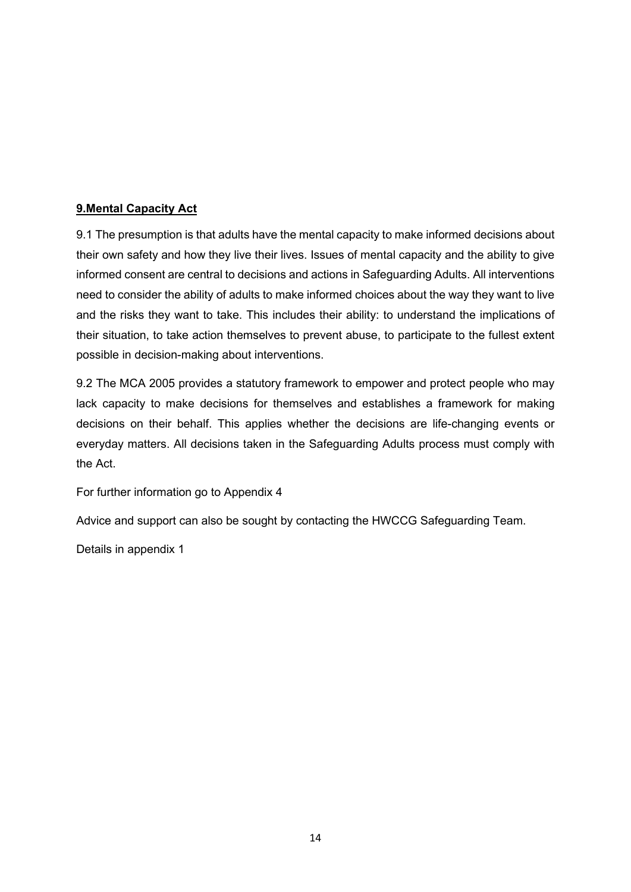## **9.Mental Capacity Act**

9.1 The presumption is that adults have the mental capacity to make informed decisions about their own safety and how they live their lives. Issues of mental capacity and the ability to give informed consent are central to decisions and actions in Safeguarding Adults. All interventions need to consider the ability of adults to make informed choices about the way they want to live and the risks they want to take. This includes their ability: to understand the implications of their situation, to take action themselves to prevent abuse, to participate to the fullest extent possible in decision-making about interventions.

9.2 The MCA 2005 provides a statutory framework to empower and protect people who may lack capacity to make decisions for themselves and establishes a framework for making decisions on their behalf. This applies whether the decisions are life-changing events or everyday matters. All decisions taken in the Safeguarding Adults process must comply with the Act.

For further information go to Appendix 4

Advice and support can also be sought by contacting the HWCCG Safeguarding Team.

Details in appendix 1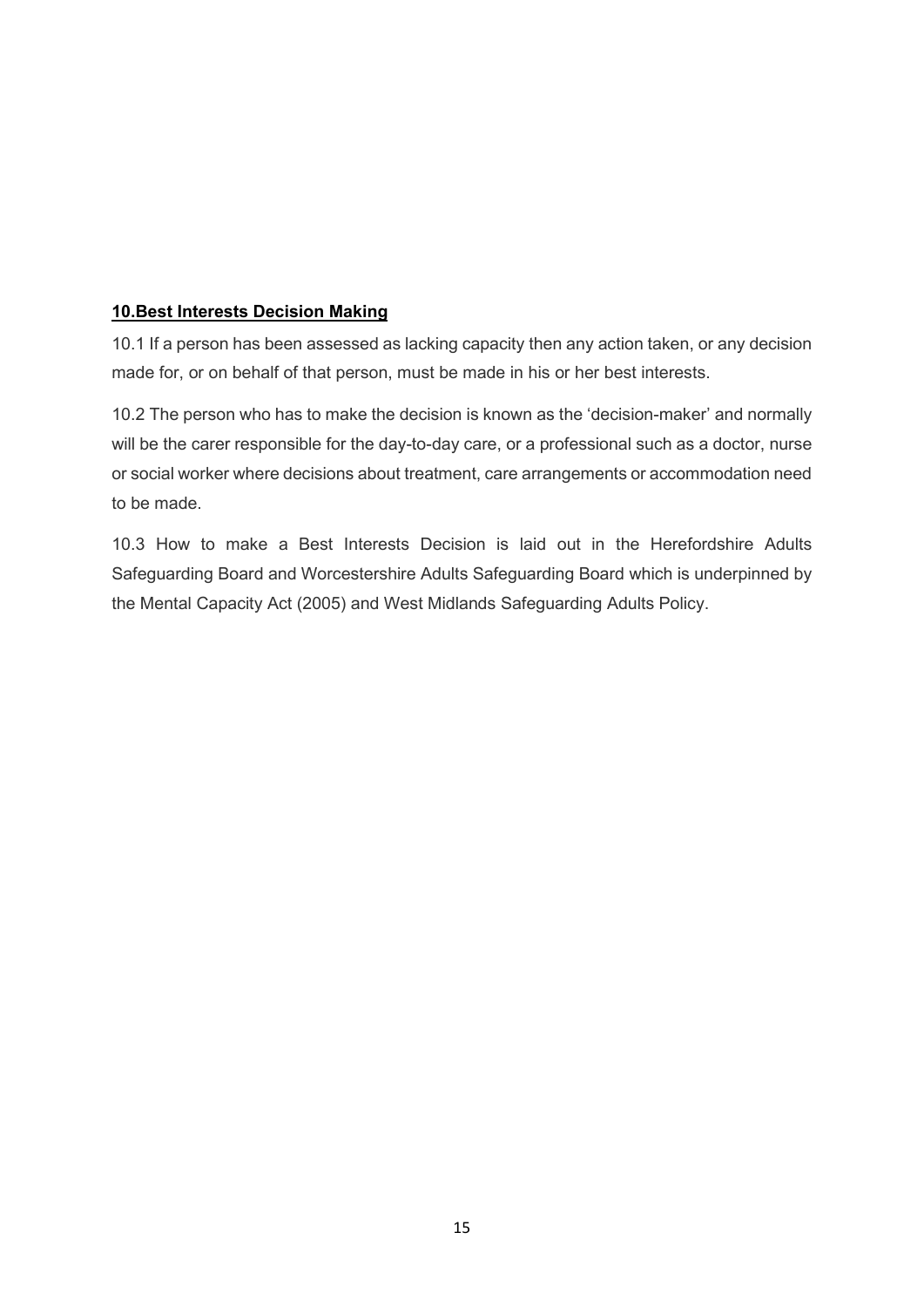## 10.Best Interests Decision Making

10.1 If a person has been assessed as lacking capacity then any action taken, or any decision made for, or on behalf of that person, must be made in his or her best interests.

10.2 The person who has to make the decision is known as the 'decision-maker' and normally will be the carer responsible for the day-to-day care, or a professional such as a doctor, nurse or social worker where decisions about treatment, care arrangements or accommodation need to be made.

10.3 How to make a Best Interests Decision is laid out in the Herefordshire Adults Safeguarding Board and Worcestershire Adults Safeguarding Board which is underpinned by the Mental Capacity Act (2005) and West Midlands Safeguarding Adults Policy.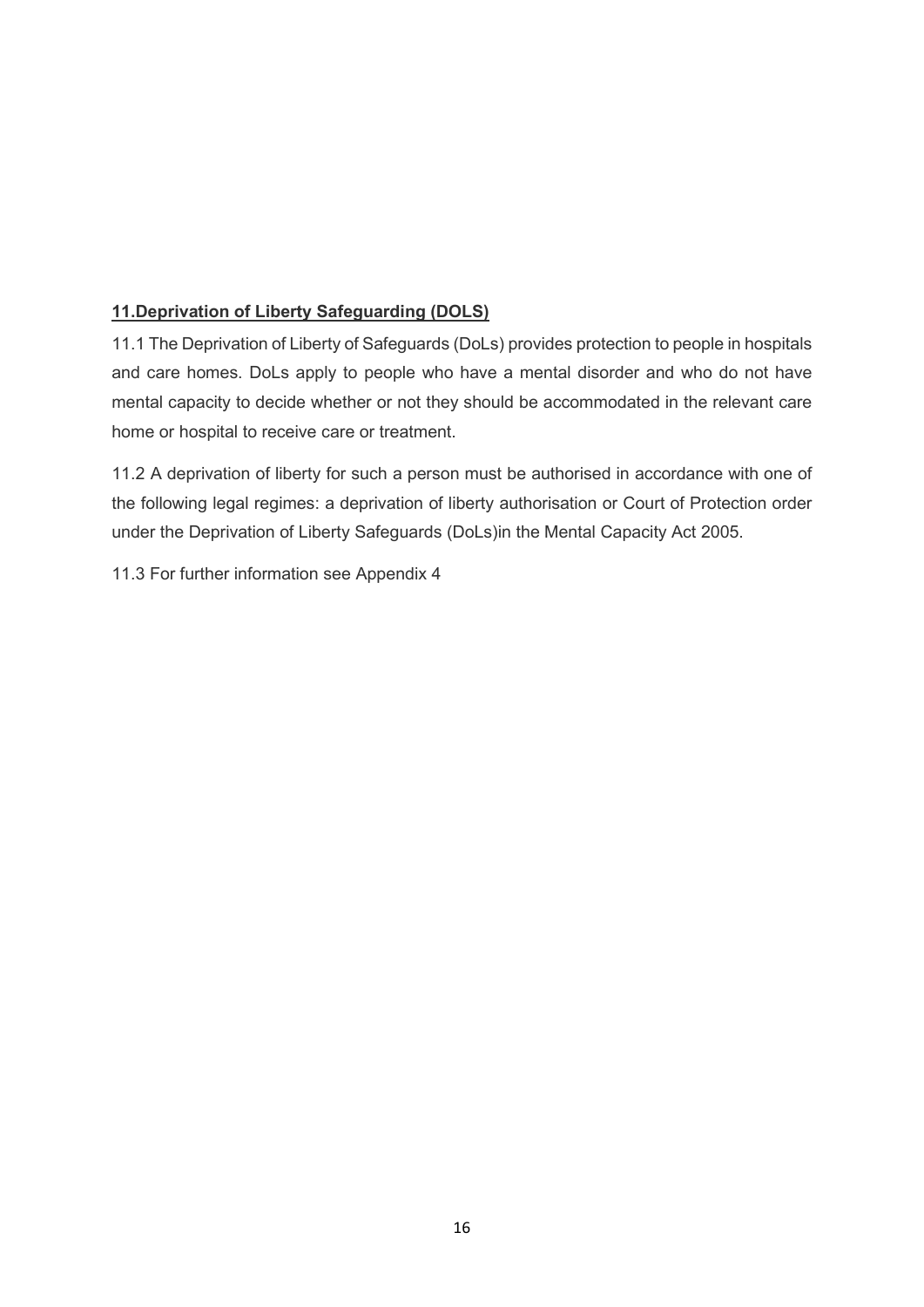## **11.Deprivation of Liberty Safeguarding (DOLS)**

11.1 The Deprivation of Liberty of Safeguards (DoLs) provides protection to people in hospitals and care homes. DoLs apply to people who have a mental disorder and who do not have mental capacity to decide whether or not they should be accommodated in the relevant care home or hospital to receive care or treatment.

11.2 A deprivation of liberty for such a person must be authorised in accordance with one of the following legal regimes: a deprivation of liberty authorisation or Court of Protection order under the Deprivation of Liberty Safeguards (DoLs)in the Mental Capacity Act 2005.

11.3 For further information see Appendix 4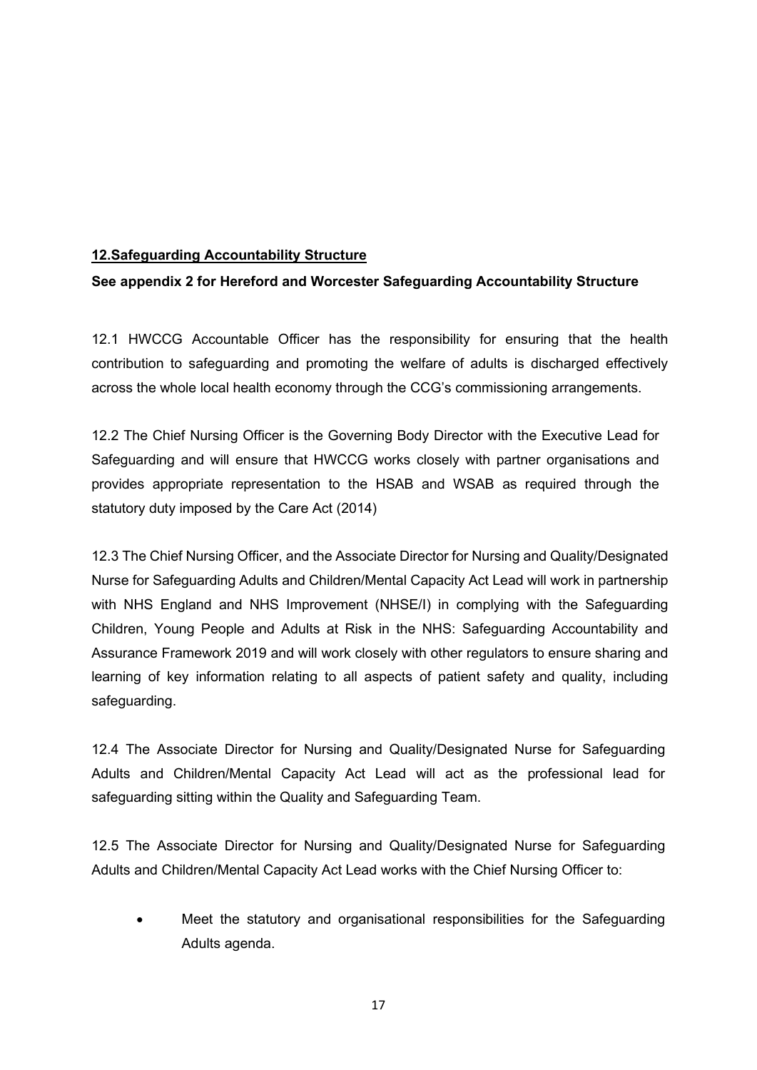## 12.Safeguarding Accountability Structure

**See appendix 2 for Hereford and Worcester Safeguarding Accountability Structure**

12.1 HWCCG Accountable Officer has the responsibility for ensuring that the health contribution to safeguarding and promoting the welfare of adults is discharged effectively across the whole local health economy through the CCG's commissioning arrangements.

12.2 The Chief Nursing Officer is the Governing Body Director with the Executive Lead for Safeguarding and will ensure that HWCCG works closely with partner organisations and provides appropriate representation to the HSAB and WSAB as required through the statutory duty imposed by the Care Act (2014)

12.3 The Chief Nursing Officer, and the Associate Director for Nursing and Quality/Designated Nurse for Safeguarding Adults and Children/Mental Capacity Act Lead will work in partnership with NHS England and NHS Improvement (NHSE/I) in complying with the Safeguarding Children, Young People and Adults at Risk in the NHS: Safeguarding Accountability and Assurance Framework 2019 and will work closely with other regulators to ensure sharing and learning of key information relating to all aspects of patient safety and quality, including safeguarding.

12.4 The Associate Director for Nursing and Quality/Designated Nurse for Safeguarding Adults and Children/Mental Capacity Act Lead will act as the professional lead for safeguarding sitting within the Quality and Safeguarding Team.

12.5 The Associate Director for Nursing and Quality/Designated Nurse for Safeguarding Adults and Children/Mental Capacity Act Lead works with the Chief Nursing Officer to:

- Meet the statutory and organisational responsibilities for the Safeguarding Adults agenda.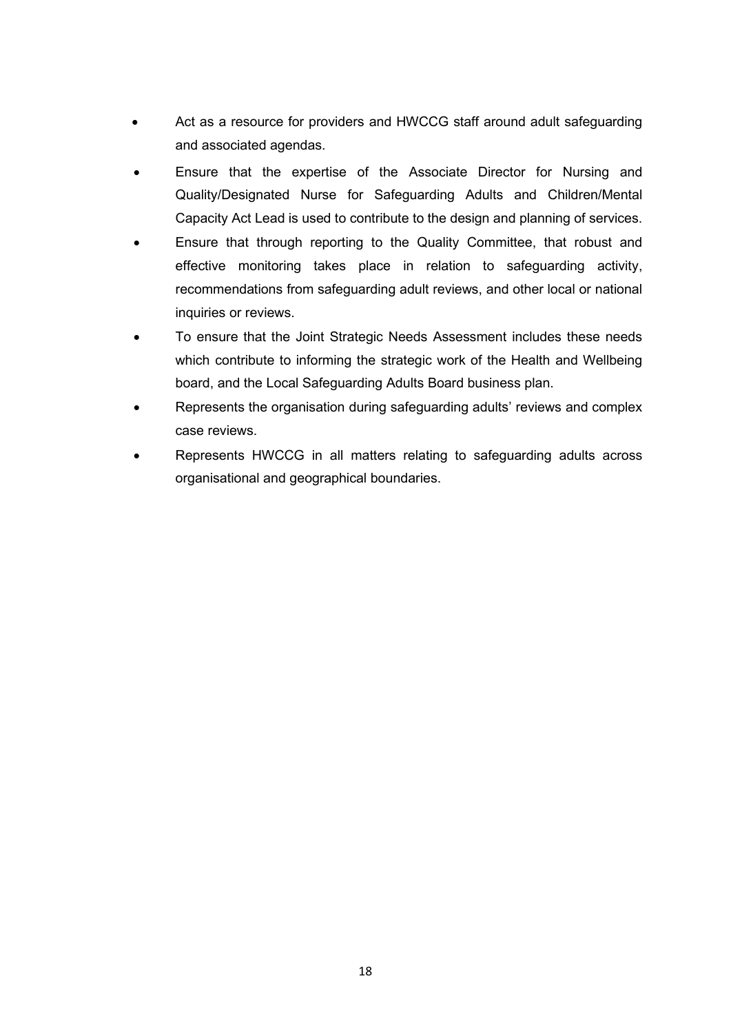- Act as a resource for providers and HWCCG staff around adult safeguarding and associated agendas.
- Ensure that the expertise of the Associate Director for Nursing and Quality/Designated Nurse for Safeguarding Adults and Children/Mental Capacity Act Lead is used to contribute to the design and planning of services.
- Ensure that through reporting to the Quality Committee, that robust and effective monitoring takes place in relation to safeguarding activity, recommendations from safeguarding adult reviews, and other local or national inquiries or reviews.
- To ensure that the Joint Strategic Needs Assessment includes these needs which contribute to informing the strategic work of the Health and Wellbeing board, and the Local Safeguarding Adults Board business plan.
- Represents the organisation during safeguarding adults' reviews and complex case reviews.
- Represents HWCCG in all matters relating to safeguarding adults across organisational and geographical boundaries.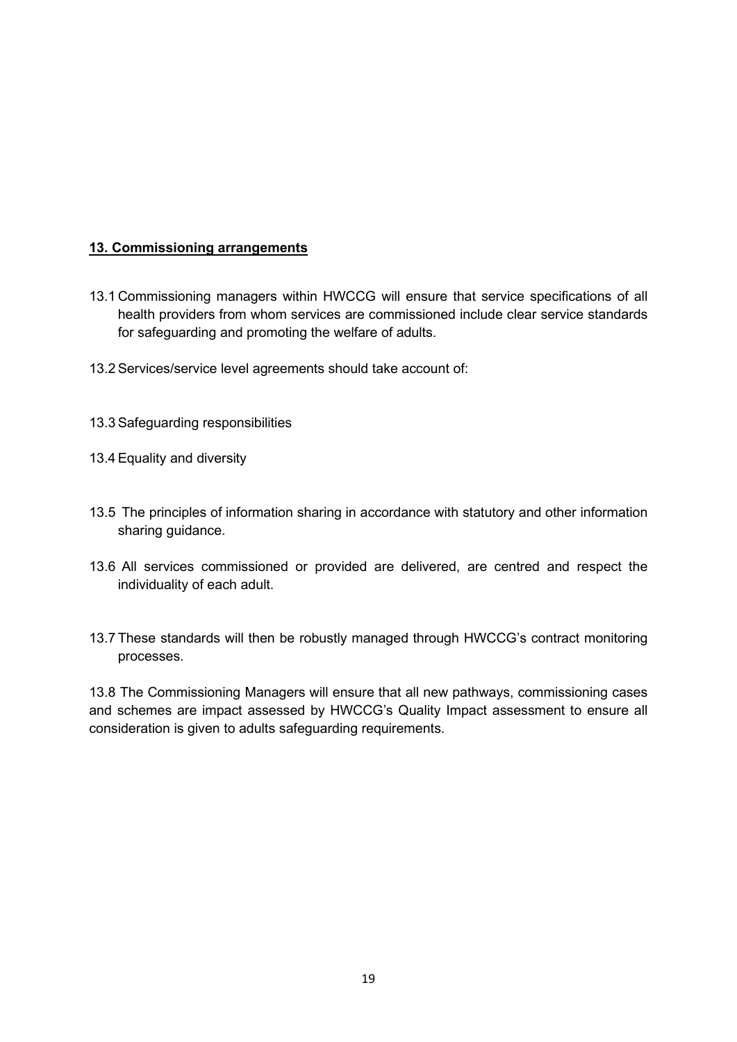## 13. Commissioning arrangements

13.1 Commissioning managers within HWCCG will ensure that service specifications of all health providers from whom services are commissioned include clear service standards for safeguarding and promoting the welfare of adults.

13.2 Services/service level agreements should take account of:

13.3 Safeguarding responsibilities

13.4 Equality and diversity

13.5 The principles of information sharing in accordance with statutory and other information sharing guidance.

13.6 All services commissioned or provided are delivered, are centred and respect the individuality of each adult.

13.7 These standards will then be robustly managed through HWCCG's contract monitoring processes.

13.8 The Commissioning Managers will ensure that all new pathways, commissioning cases and schemes are impact assessed by HWCCG's Quality Impact assessment to ensure all consideration is given to adults safeguarding requirements.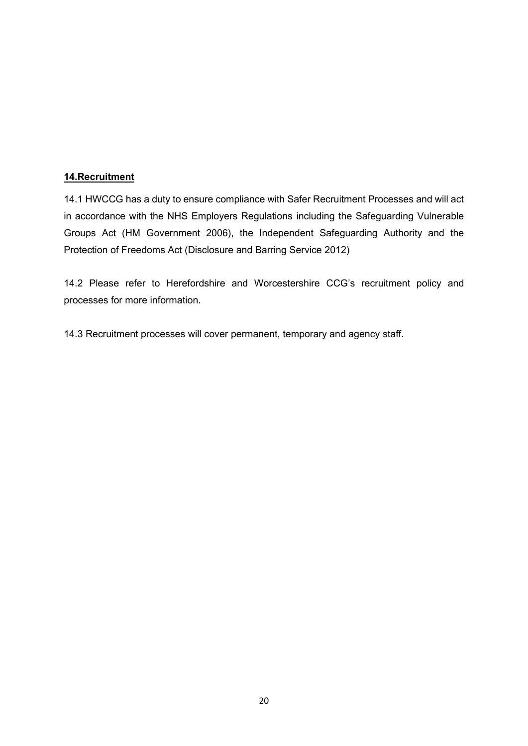## 14.Recruitment

14.1 HWCCG has a duty to ensure compliance with Safer Recruitment Processes and will act in accordance with the NHS Employers Regulations including the Safeguarding Vulnerable Groups Act (HM Government 2006), the Independent Safeguarding Authority and the Protection of Freedoms Act (Disclosure and Barring Service 2012)

14.2 Please refer to Herefordshire and Worcestershire CCG's recruitment policy and processes for more information.

14.3 Recruitment processes will cover permanent, temporary and agency staff.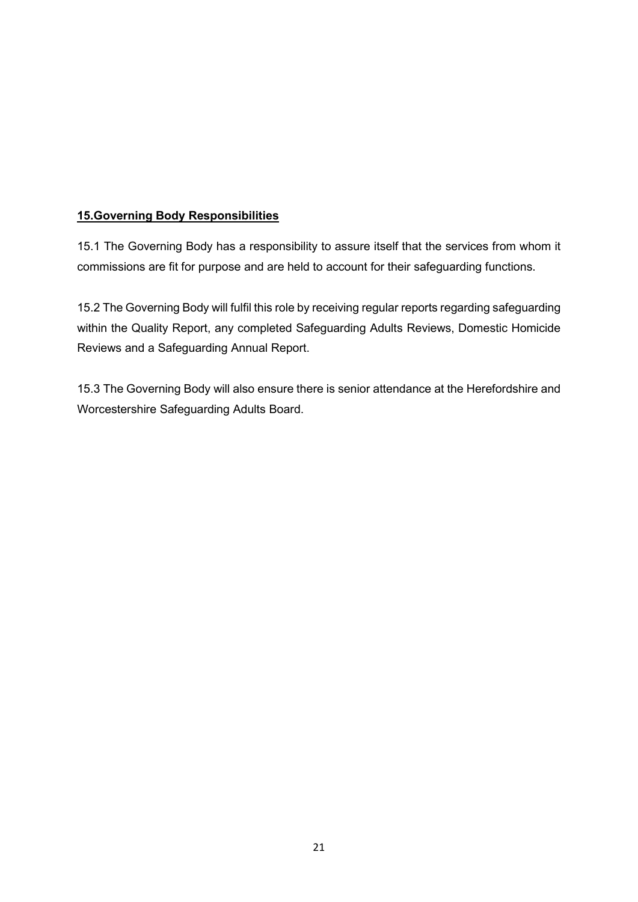## 15.Governing Body Responsibilities

15.1 The Governing Body has a responsibility to assure itself that the services from whom it commissions are fit for purpose and are held to account for their safeguarding functions.

15.2 The Governing Body will fulfil this role by receiving regular reports regarding safeguarding within the Quality Report, any completed Safeguarding Adults Reviews, Domestic Homicide Reviews and a Safeguarding Annual Report.

15.3 The Governing Body will also ensure there is senior attendance at the Herefordshire and Worcestershire Safeguarding Adults Board.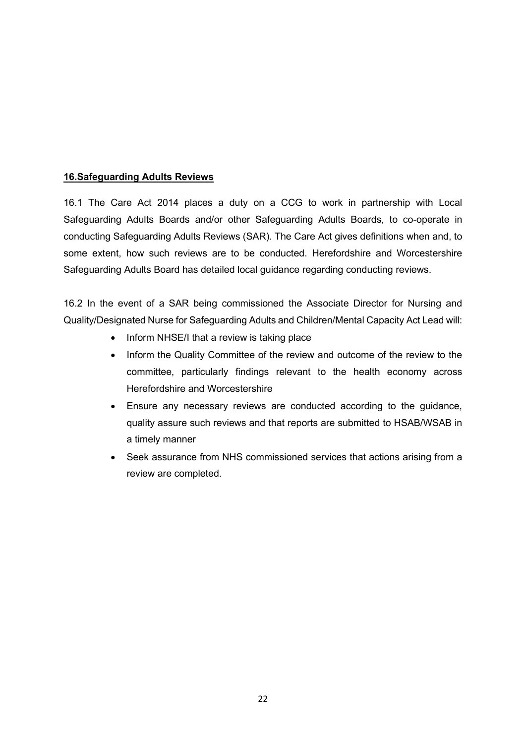## 16.Safeguarding Adults Reviews

16.1 The Care Act 2014 places a duty on a CCG to work in partnership with Local Safeguarding Adults Boards and/or other Safeguarding Adults Boards, to co-operate in conducting Safeguarding Adults Reviews (SAR). The Care Act gives definitions when and, to some extent, how such reviews are to be conducted. Herefordshire and Worcestershire Safeguarding Adults Board has detailed local guidance regarding conducting reviews.

16.2 In the event of a SAR being commissioned the Associate Director for Nursing and Quality/Designated Nurse for Safeguarding Adults and Children/Mental Capacity Act Lead will:

- Inform NHSE/I that a review is taking place
- Inform the Quality Committee of the review and outcome of the review to the committee, particularly findings relevant to the health economy across Herefordshire and Worcestershire
- Ensure any necessary reviews are conducted according to the guidance, quality assure such reviews and that reports are submitted to HSAB/WSAB in a timely manner
- Seek assurance from NHS commissioned services that actions arising from a review are completed.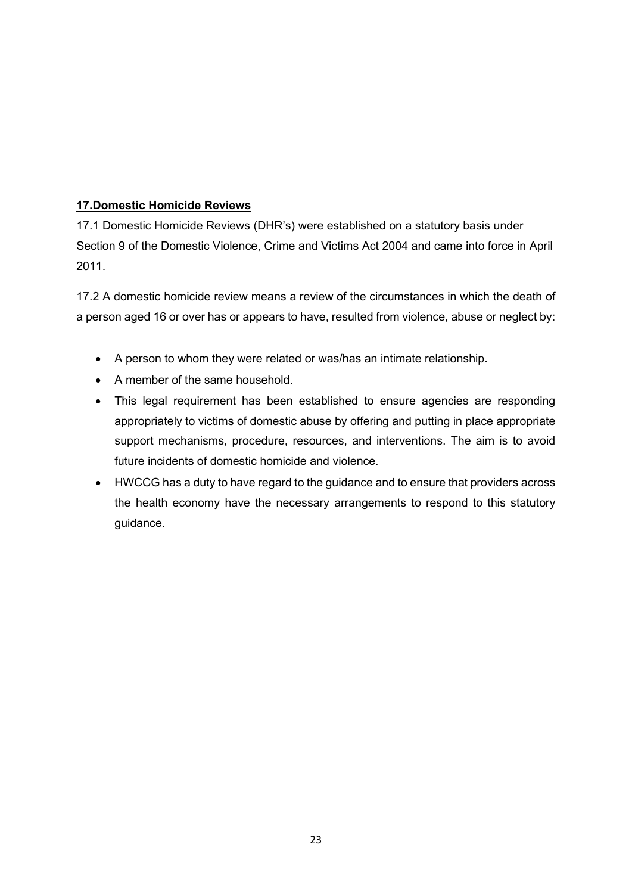## **17.Domestic Homicide Reviews**

17.1 Domestic Homicide Reviews (DHR's) were established on a statutory basis under Section 9 of the Domestic Violence, Crime and Victims Act 2004 and came into force in April 2011.

17.2 A domestic homicide review means a review of the circumstances in which the death of a person aged 16 or over has or appears to have, resulted from violence, abuse or neglect by:

- A person to whom they were related or was/has an intimate relationship.
- A member of the same household.
- This legal requirement has been established to ensure agencies are responding appropriately to victims of domestic abuse by offering and putting in place appropriate support mechanisms, procedure, resources, and interventions. The aim is to avoid future incidents of domestic homicide and violence.
- HWCCG has a duty to have regard to the guidance and to ensure that providers across the health economy have the necessary arrangements to respond to this statutory guidance.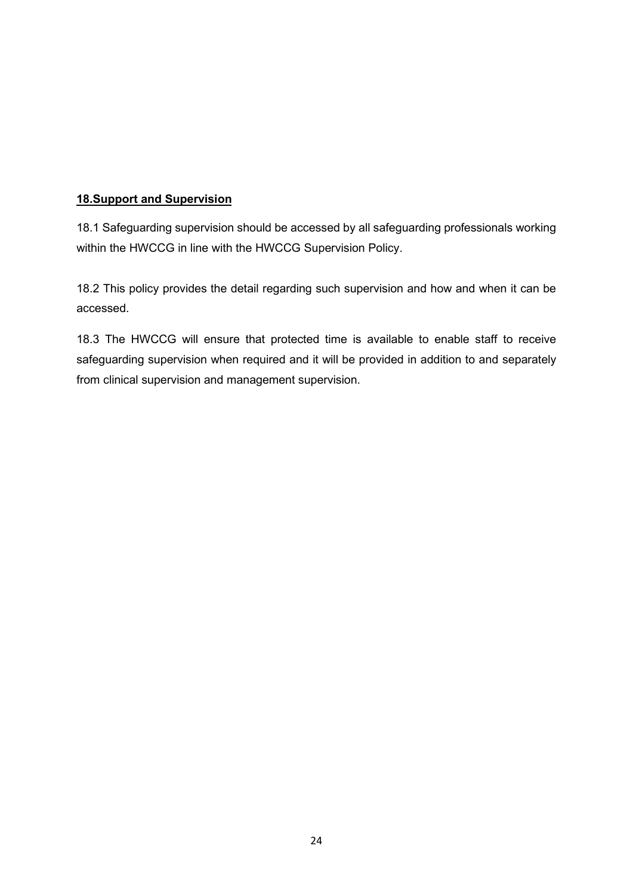## 18.Support and Supervision

18.1 Safeguarding supervision should be accessed by all safeguarding professionals working within the HWCCG in line with the HWCCG Supervision Policy.

18.2 This policy provides the detail regarding such supervision and how and when it can be accessed.

18.3 The HWCCG will ensure that protected time is available to enable staff to receive safeguarding supervision when required and it will be provided in addition to and separately from clinical supervision and management supervision.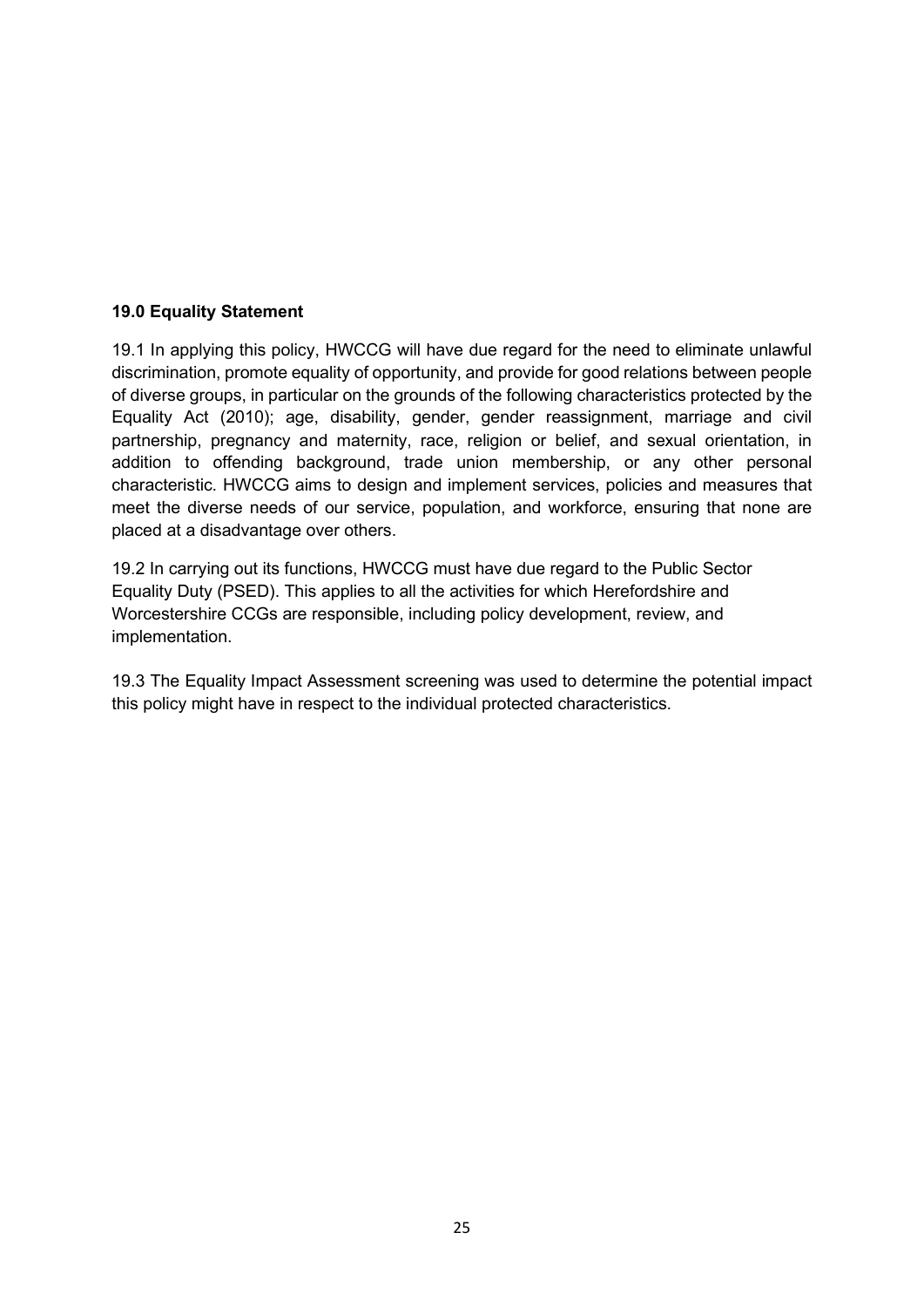## 19.0 Equality Statement

19.1 In applying this policy, HWCCG will have due regard for the need to eliminate unlawful discrimination, promote equality of opportunity, and provide for good relations between people of diverse groups, in particular on the grounds of the following characteristics protected by the Equality Act (2010); age, disability, gender, gender reassignment, marriage and civil partnership, pregnancy and maternity, race, religion or belief, and sexual orientation, in addition to offending background, trade union membership, or any other personal characteristic. HWCCG aims to design and implement services, policies and measures that meet the diverse needs of our service, population, and workforce, ensuring that none are placed at a disadvantage over others.

19.2 In carrying out its functions, HWCCG must have due regard to the Public Sector Equality Duty (PSED). This applies to all the activities for which Herefordshire and Worcestershire CCGs are responsible, including policy development, review, and implementation.

19.3 The Equality Impact Assessment screening was used to determine the potential impact this policy might have in respect to the individual protected characteristics.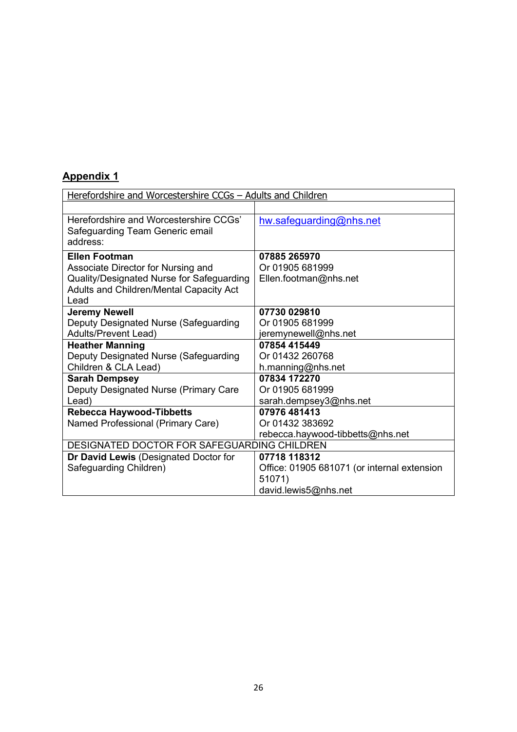## Appendix 1

| Herefordshire and Worcestershire CCGs – Adults and Children | |
|---|---|
| | |
| Herefordshire and Worcestershire CCGs' Safeguarding Team Generic email address: | hw.safeguarding@nhs.net |
| **Ellen Footman**<br>Associate Director for Nursing and Quality/Designated Nurse for Safeguarding Adults and Children/Mental Capacity Act Lead | **07885 265970**<br>Or 01905 681999<br>Ellen.footman@nhs.net |
| **Jeremy Newell**<br>Deputy Designated Nurse (Safeguarding Adults/Prevent Lead) | **07730 029810**<br>Or 01905 681999<br>jeremynewell@nhs.net |
| **Heather Manning**<br>Deputy Designated Nurse (Safeguarding Children & CLA Lead) | **07854 415449**<br>Or 01432 260768<br>h.manning@nhs.net |
| **Sarah Dempsey**<br>Deputy Designated Nurse (Primary Care Lead) | **07834 172270**<br>Or 01905 681999<br>sarah.dempsey3@nhs.net |
| **Rebecca Haywood-Tibbetts**<br>Named Professional (Primary Care) | **07976 481413**<br>Or 01432 383692<br>rebecca.haywood-tibbetts@nhs.net |
| DESIGNATED DOCTOR FOR SAFEGUARDING CHILDREN | |
| **Dr David Lewis** (Designated Doctor for Safeguarding Children) | **07718 118312**<br>Office: 01905 681071 (or internal extension 51071)<br>david.lewis5@nhs.net |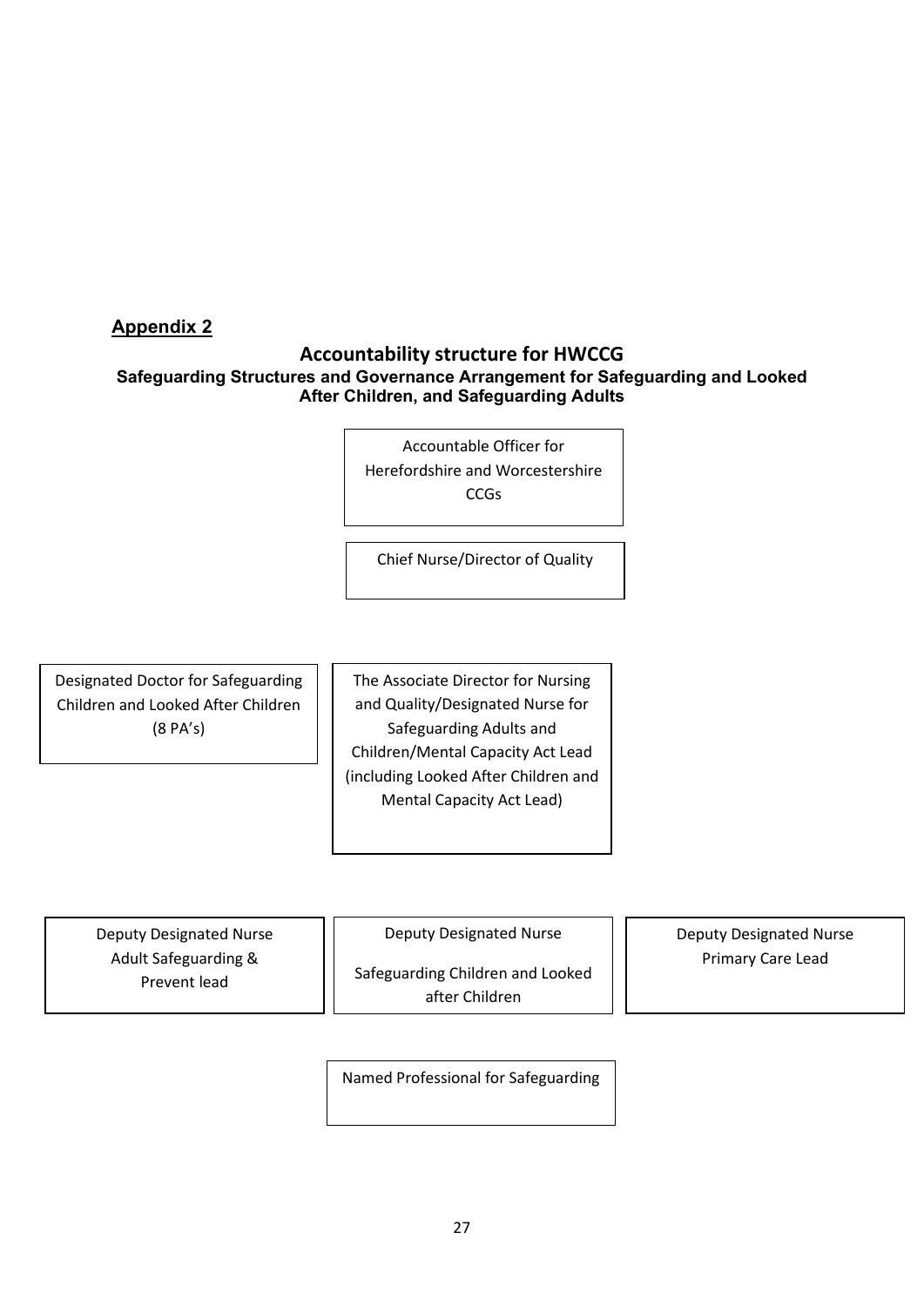## Appendix 2

### Accountability structure for HWCCG

**Safeguarding Structures and Governance Arrangement for Safeguarding and Looked After Children, and Safeguarding Adults**

Accountable Officer for Herefordshire and Worcestershire CCGs

Chief Nurse/Director of Quality

Designated Doctor for Safeguarding Children and Looked After Children (8 PA's)

The Associate Director for Nursing and Quality/Designated Nurse for Safeguarding Adults and Children/Mental Capacity Act Lead (including Looked After Children and Mental Capacity Act Lead)

Deputy Designated Nurse Adult Safeguarding & Prevent lead

Deputy Designated Nurse

Safeguarding Children and Looked after Children

Deputy Designated Nurse Primary Care Lead

Named Professional for Safeguarding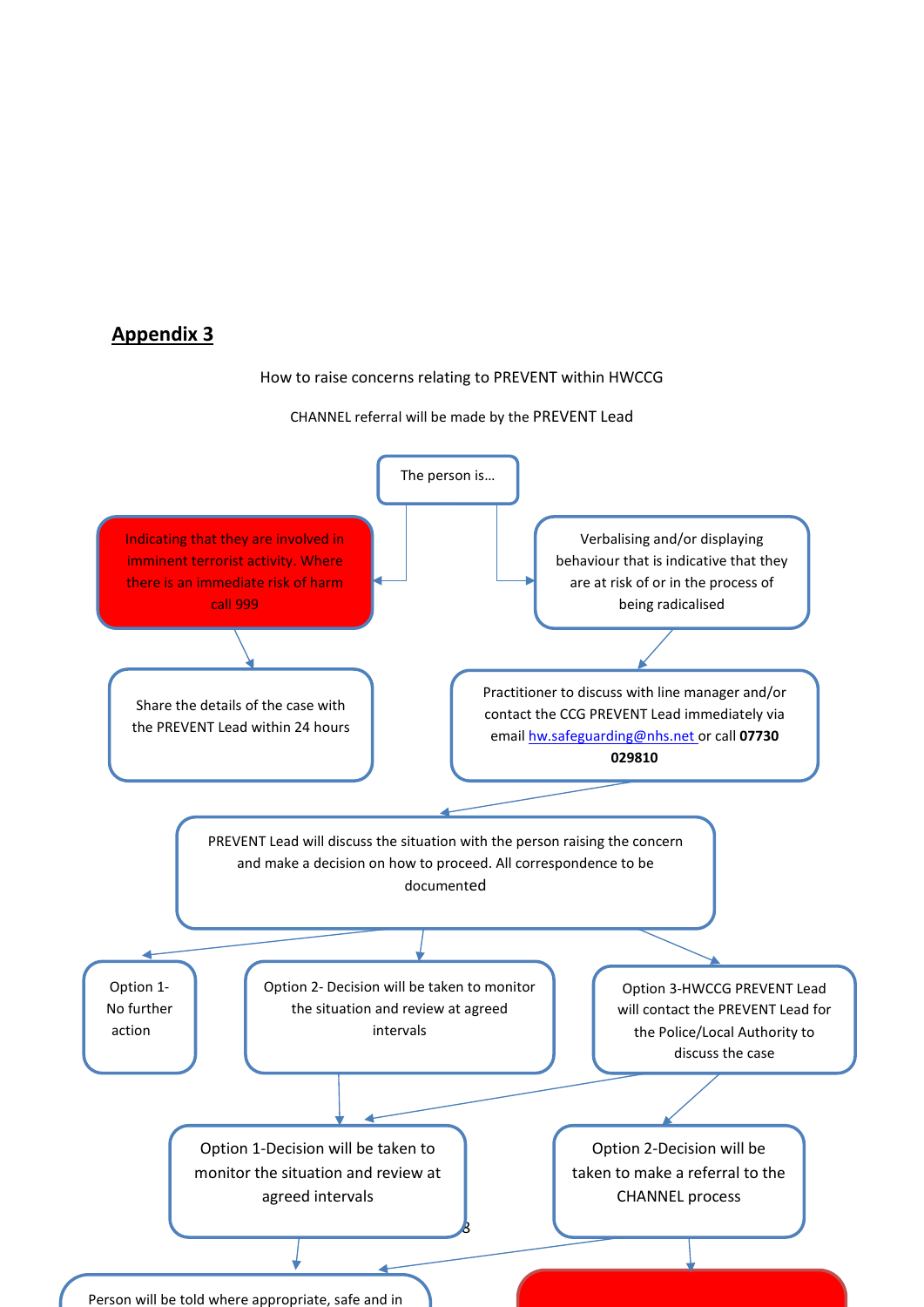## Appendix 3

How to raise concerns relating to PREVENT within HWCCG

CHANNEL referral will be made by the PREVENT Lead

The person is…

- Indicating that they are involved in imminent terrorist activity. Where there is an immediate risk of harm call 999
  - Share the details of the case with the PREVENT Lead within 24 hours
- Verbalising and/or displaying behaviour that is indicative that they are at risk of or in the process of being radicalised
  - Practitioner to discuss with line manager and/or contact the CCG PREVENT Lead immediately via email hw.safeguarding@nhs.net or call **07730 029810**

PREVENT Lead will discuss the situation with the person raising the concern and make a decision on how to proceed. All correspondence to be documented

- Option 1- No further action
- Option 2- Decision will be taken to monitor the situation and review at agreed intervals
- Option 3-HWCCG PREVENT Lead will contact the PREVENT Lead for the Police/Local Authority to discuss the case
  - Option 1-Decision will be taken to monitor the situation and review at agreed intervals
  - Option 2-Decision will be taken to make a referral to the CHANNEL process

Person will be told where appropriate, safe and in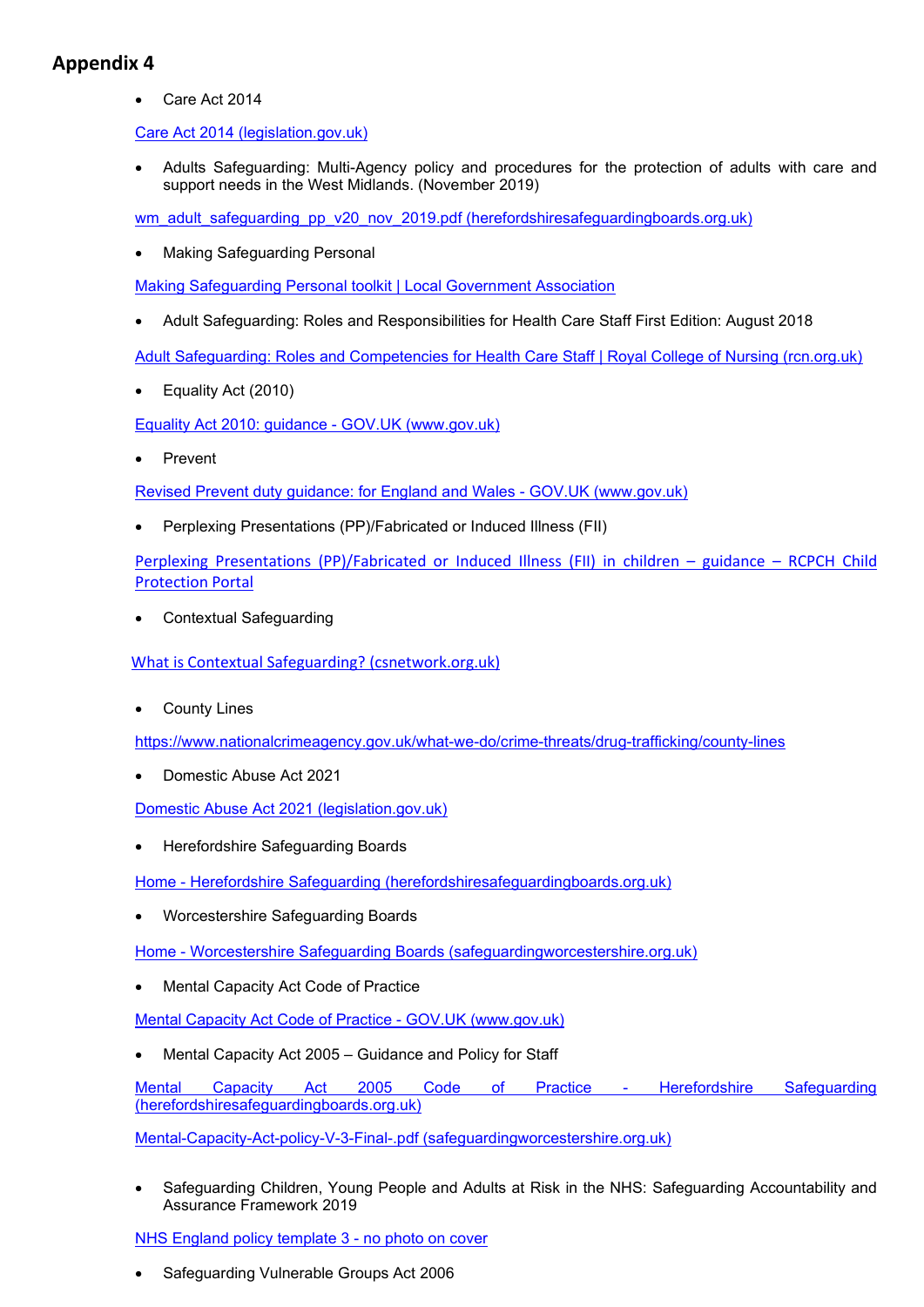## Appendix 4

- Care Act 2014

Care Act 2014 (legislation.gov.uk)

- Adults Safeguarding: Multi-Agency policy and procedures for the protection of adults with care and support needs in the West Midlands. (November 2019)

wm_adult_safeguarding_pp_v20_nov_2019.pdf (herefordshiresafeguardingboards.org.uk)

- Making Safeguarding Personal

Making Safeguarding Personal toolkit | Local Government Association

- Adult Safeguarding: Roles and Responsibilities for Health Care Staff First Edition: August 2018

Adult Safeguarding: Roles and Competencies for Health Care Staff | Royal College of Nursing (rcn.org.uk)

- Equality Act (2010)

Equality Act 2010: guidance - GOV.UK (www.gov.uk)

- Prevent

Revised Prevent duty guidance: for England and Wales - GOV.UK (www.gov.uk)

- Perplexing Presentations (PP)/Fabricated or Induced Illness (FII)

Perplexing Presentations (PP)/Fabricated or Induced Illness (FII) in children – guidance – RCPCH Child Protection Portal

- Contextual Safeguarding

What is Contextual Safeguarding? (csnetwork.org.uk)

- County Lines

https://www.nationalcrimeagency.gov.uk/what-we-do/crime-threats/drug-trafficking/county-lines

- Domestic Abuse Act 2021

Domestic Abuse Act 2021 (legislation.gov.uk)

- Herefordshire Safeguarding Boards

Home - Herefordshire Safeguarding (herefordshiresafeguardingboards.org.uk)

- Worcestershire Safeguarding Boards

Home - Worcestershire Safeguarding Boards (safeguardingworcestershire.org.uk)

- Mental Capacity Act Code of Practice

Mental Capacity Act Code of Practice - GOV.UK (www.gov.uk)

- Mental Capacity Act 2005 – Guidance and Policy for Staff

Mental Capacity Act 2005 Code of Practice - Herefordshire Safeguarding (herefordshiresafeguardingboards.org.uk)

Mental-Capacity-Act-policy-V-3-Final-.pdf (safeguardingworcestershire.org.uk)

- Safeguarding Children, Young People and Adults at Risk in the NHS: Safeguarding Accountability and Assurance Framework 2019

NHS England policy template 3 - no photo on cover

- Safeguarding Vulnerable Groups Act 2006